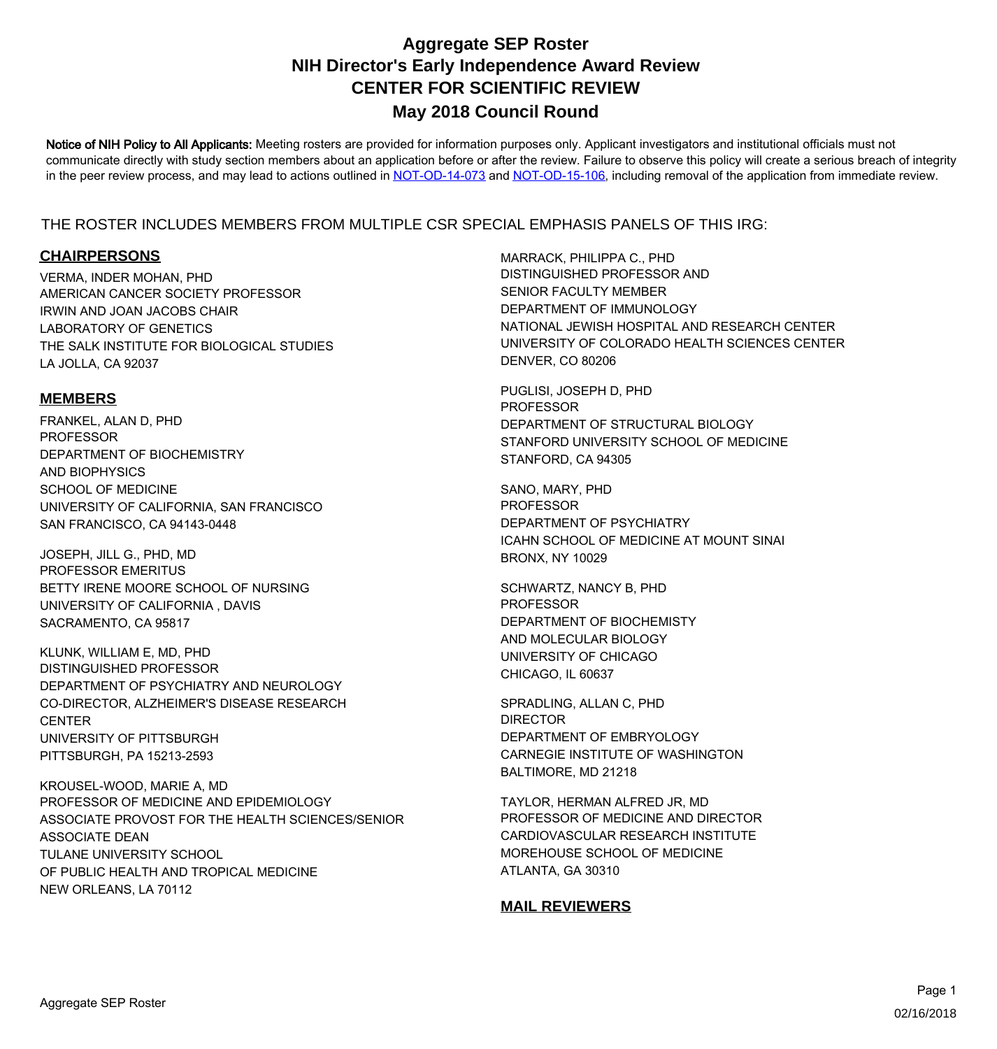# Aggregate SEP Roster
# NIH Director's Early Independence Award Review
# CENTER FOR SCIENTIFIC REVIEW
# May 2018 Council Round

**Notice of NIH Policy to All Applicants:** Meeting rosters are provided for information purposes only. Applicant investigators and institutional officials must not communicate directly with study section members about an application before or after the review. Failure to observe this policy will create a serious breach of integrity in the peer review process, and may lead to actions outlined in NOT-OD-14-073 and NOT-OD-15-106, including removal of the application from immediate review.

THE ROSTER INCLUDES MEMBERS FROM MULTIPLE CSR SPECIAL EMPHASIS PANELS OF THIS IRG:

## CHAIRPERSONS

VERMA, INDER MOHAN, PHD
AMERICAN CANCER SOCIETY PROFESSOR
IRWIN AND JOAN JACOBS CHAIR
LABORATORY OF GENETICS
THE SALK INSTITUTE FOR BIOLOGICAL STUDIES
LA JOLLA, CA 92037

## MEMBERS

FRANKEL, ALAN D, PHD
PROFESSOR
DEPARTMENT OF BIOCHEMISTRY
AND BIOPHYSICS
SCHOOL OF MEDICINE
UNIVERSITY OF CALIFORNIA, SAN FRANCISCO
SAN FRANCISCO, CA 94143-0448

JOSEPH, JILL G., PHD, MD
PROFESSOR EMERITUS
BETTY IRENE MOORE SCHOOL OF NURSING
UNIVERSITY OF CALIFORNIA , DAVIS
SACRAMENTO, CA 95817

KLUNK, WILLIAM E, MD, PHD
DISTINGUISHED PROFESSOR
DEPARTMENT OF PSYCHIATRY AND NEUROLOGY
CO-DIRECTOR, ALZHEIMER'S DISEASE RESEARCH
CENTER
UNIVERSITY OF PITTSBURGH
PITTSBURGH, PA 15213-2593

KROUSEL-WOOD, MARIE A, MD
PROFESSOR OF MEDICINE AND EPIDEMIOLOGY
ASSOCIATE PROVOST FOR THE HEALTH SCIENCES/SENIOR
ASSOCIATE DEAN
TULANE UNIVERSITY SCHOOL
OF PUBLIC HEALTH AND TROPICAL MEDICINE
NEW ORLEANS, LA 70112

MARRACK, PHILIPPA C., PHD
DISTINGUISHED PROFESSOR AND
SENIOR FACULTY MEMBER
DEPARTMENT OF IMMUNOLOGY
NATIONAL JEWISH HOSPITAL AND RESEARCH CENTER
UNIVERSITY OF COLORADO HEALTH SCIENCES CENTER
DENVER, CO 80206

PUGLISI, JOSEPH D, PHD
PROFESSOR
DEPARTMENT OF STRUCTURAL BIOLOGY
STANFORD UNIVERSITY SCHOOL OF MEDICINE
STANFORD, CA 94305

SANO, MARY, PHD
PROFESSOR
DEPARTMENT OF PSYCHIATRY
ICAHN SCHOOL OF MEDICINE AT MOUNT SINAI
BRONX, NY 10029

SCHWARTZ, NANCY B, PHD
PROFESSOR
DEPARTMENT OF BIOCHEMISTY
AND MOLECULAR BIOLOGY
UNIVERSITY OF CHICAGO
CHICAGO, IL 60637

SPRADLING, ALLAN C, PHD
DIRECTOR
DEPARTMENT OF EMBRYOLOGY
CARNEGIE INSTITUTE OF WASHINGTON
BALTIMORE, MD 21218

TAYLOR, HERMAN ALFRED JR, MD
PROFESSOR OF MEDICINE AND DIRECTOR
CARDIOVASCULAR RESEARCH INSTITUTE
MOREHOUSE SCHOOL OF MEDICINE
ATLANTA, GA 30310

## MAIL REVIEWERS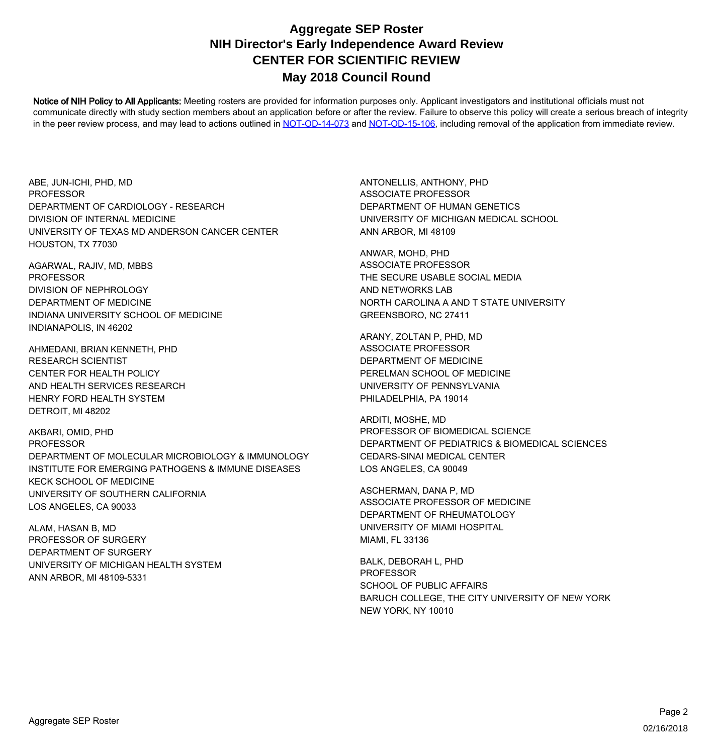# Aggregate SEP Roster
## NIH Director's Early Independence Award Review
## CENTER FOR SCIENTIFIC REVIEW
## May 2018 Council Round

**Notice of NIH Policy to All Applicants:** Meeting rosters are provided for information purposes only. Applicant investigators and institutional officials must not communicate directly with study section members about an application before or after the review. Failure to observe this policy will create a serious breach of integrity in the peer review process, and may lead to actions outlined in NOT-OD-14-073 and NOT-OD-15-106, including removal of the application from immediate review.

ABE, JUN-ICHI, PHD, MD
PROFESSOR
DEPARTMENT OF CARDIOLOGY - RESEARCH
DIVISION OF INTERNAL MEDICINE
UNIVERSITY OF TEXAS MD ANDERSON CANCER CENTER
HOUSTON, TX 77030

AGARWAL, RAJIV, MD, MBBS
PROFESSOR
DIVISION OF NEPHROLOGY
DEPARTMENT OF MEDICINE
INDIANA UNIVERSITY SCHOOL OF MEDICINE
INDIANAPOLIS, IN 46202

AHMEDANI, BRIAN KENNETH, PHD
RESEARCH SCIENTIST
CENTER FOR HEALTH POLICY
AND HEALTH SERVICES RESEARCH
HENRY FORD HEALTH SYSTEM
DETROIT, MI 48202

AKBARI, OMID, PHD
PROFESSOR
DEPARTMENT OF MOLECULAR MICROBIOLOGY & IMMUNOLOGY
INSTITUTE FOR EMERGING PATHOGENS & IMMUNE DISEASES
KECK SCHOOL OF MEDICINE
UNIVERSITY OF SOUTHERN CALIFORNIA
LOS ANGELES, CA 90033

ALAM, HASAN B, MD
PROFESSOR OF SURGERY
DEPARTMENT OF SURGERY
UNIVERSITY OF MICHIGAN HEALTH SYSTEM
ANN ARBOR, MI 48109-5331

ANTONELLIS, ANTHONY, PHD
ASSOCIATE PROFESSOR
DEPARTMENT OF HUMAN GENETICS
UNIVERSITY OF MICHIGAN MEDICAL SCHOOL
ANN ARBOR, MI 48109

ANWAR, MOHD, PHD
ASSOCIATE PROFESSOR
THE SECURE USABLE SOCIAL MEDIA
AND NETWORKS LAB
NORTH CAROLINA A AND T STATE UNIVERSITY
GREENSBORO, NC 27411

ARANY, ZOLTAN P, PHD, MD
ASSOCIATE PROFESSOR
DEPARTMENT OF MEDICINE
PERELMAN SCHOOL OF MEDICINE
UNIVERSITY OF PENNSYLVANIA
PHILADELPHIA, PA 19014

ARDITI, MOSHE, MD
PROFESSOR OF BIOMEDICAL SCIENCE
DEPARTMENT OF PEDIATRICS & BIOMEDICAL SCIENCES
CEDARS-SINAI MEDICAL CENTER
LOS ANGELES, CA 90049

ASCHERMAN, DANA P, MD
ASSOCIATE PROFESSOR OF MEDICINE
DEPARTMENT OF RHEUMATOLOGY
UNIVERSITY OF MIAMI HOSPITAL
MIAMI, FL 33136

BALK, DEBORAH L, PHD
PROFESSOR
SCHOOL OF PUBLIC AFFAIRS
BARUCH COLLEGE, THE CITY UNIVERSITY OF NEW YORK
NEW YORK, NY 10010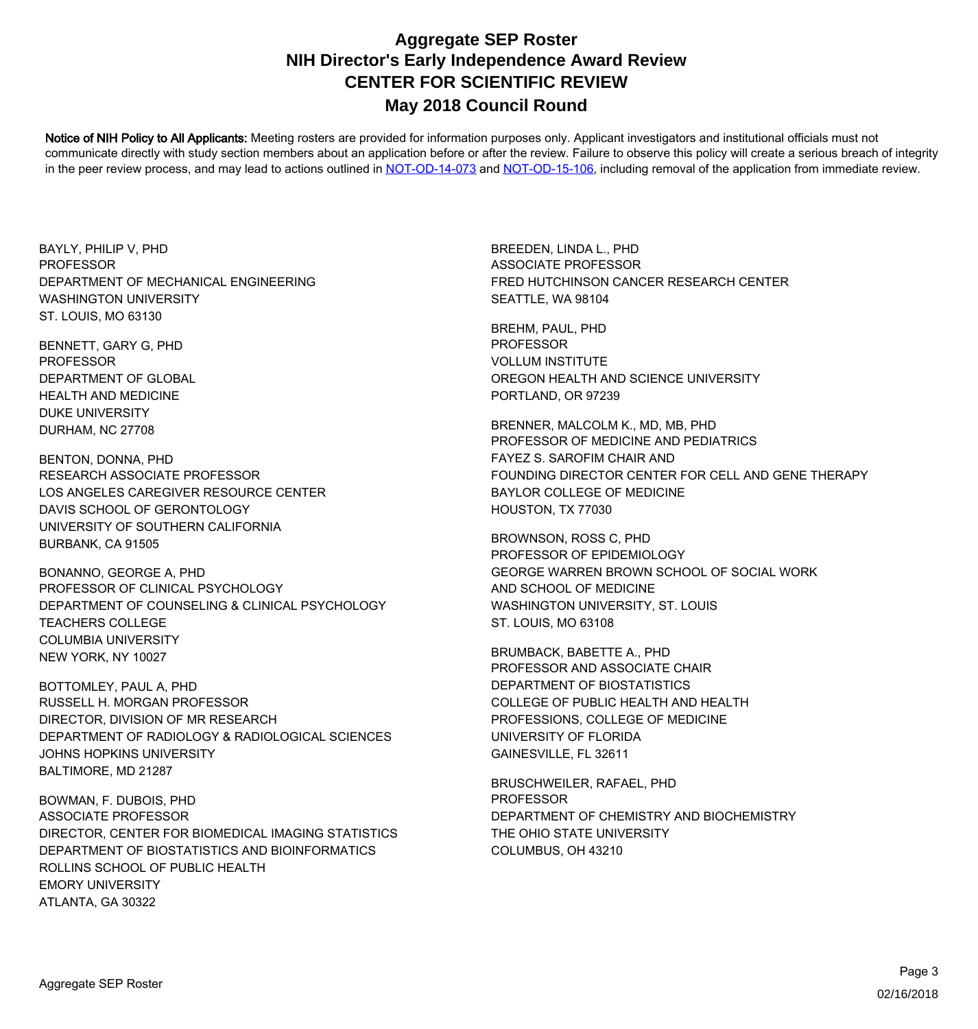# Aggregate SEP Roster
# NIH Director's Early Independence Award Review
# CENTER FOR SCIENTIFIC REVIEW
# May 2018 Council Round

**Notice of NIH Policy to All Applicants:** Meeting rosters are provided for information purposes only. Applicant investigators and institutional officials must not communicate directly with study section members about an application before or after the review. Failure to observe this policy will create a serious breach of integrity in the peer review process, and may lead to actions outlined in NOT-OD-14-073 and NOT-OD-15-106, including removal of the application from immediate review.

BAYLY, PHILIP V, PHD
PROFESSOR
DEPARTMENT OF MECHANICAL ENGINEERING
WASHINGTON UNIVERSITY
ST. LOUIS, MO 63130

BENNETT, GARY G, PHD
PROFESSOR
DEPARTMENT OF GLOBAL
HEALTH AND MEDICINE
DUKE UNIVERSITY
DURHAM, NC 27708

BENTON, DONNA, PHD
RESEARCH ASSOCIATE PROFESSOR
LOS ANGELES CAREGIVER RESOURCE CENTER
DAVIS SCHOOL OF GERONTOLOGY
UNIVERSITY OF SOUTHERN CALIFORNIA
BURBANK, CA 91505

BONANNO, GEORGE A, PHD
PROFESSOR OF CLINICAL PSYCHOLOGY
DEPARTMENT OF COUNSELING & CLINICAL PSYCHOLOGY
TEACHERS COLLEGE
COLUMBIA UNIVERSITY
NEW YORK, NY 10027

BOTTOMLEY, PAUL A, PHD
RUSSELL H. MORGAN PROFESSOR
DIRECTOR, DIVISION OF MR RESEARCH
DEPARTMENT OF RADIOLOGY & RADIOLOGICAL SCIENCES
JOHNS HOPKINS UNIVERSITY
BALTIMORE, MD 21287

BOWMAN, F. DUBOIS, PHD
ASSOCIATE PROFESSOR
DIRECTOR, CENTER FOR BIOMEDICAL IMAGING STATISTICS
DEPARTMENT OF BIOSTATISTICS AND BIOINFORMATICS
ROLLINS SCHOOL OF PUBLIC HEALTH
EMORY UNIVERSITY
ATLANTA, GA 30322

BREEDEN, LINDA L., PHD
ASSOCIATE PROFESSOR
FRED HUTCHINSON CANCER RESEARCH CENTER
SEATTLE, WA 98104

BREHM, PAUL, PHD
PROFESSOR
VOLLUM INSTITUTE
OREGON HEALTH AND SCIENCE UNIVERSITY
PORTLAND, OR 97239

BRENNER, MALCOLM K., MD, MB, PHD
PROFESSOR OF MEDICINE AND PEDIATRICS
FAYEZ S. SAROFIM CHAIR AND
FOUNDING DIRECTOR CENTER FOR CELL AND GENE THERAPY
BAYLOR COLLEGE OF MEDICINE
HOUSTON, TX 77030

BROWNSON, ROSS C, PHD
PROFESSOR OF EPIDEMIOLOGY
GEORGE WARREN BROWN SCHOOL OF SOCIAL WORK
AND SCHOOL OF MEDICINE
WASHINGTON UNIVERSITY, ST. LOUIS
ST. LOUIS, MO 63108

BRUMBACK, BABETTE A., PHD
PROFESSOR AND ASSOCIATE CHAIR
DEPARTMENT OF BIOSTATISTICS
COLLEGE OF PUBLIC HEALTH AND HEALTH
PROFESSIONS, COLLEGE OF MEDICINE
UNIVERSITY OF FLORIDA
GAINESVILLE, FL 32611

BRUSCHWEILER, RAFAEL, PHD
PROFESSOR
DEPARTMENT OF CHEMISTRY AND BIOCHEMISTRY
THE OHIO STATE UNIVERSITY
COLUMBUS, OH 43210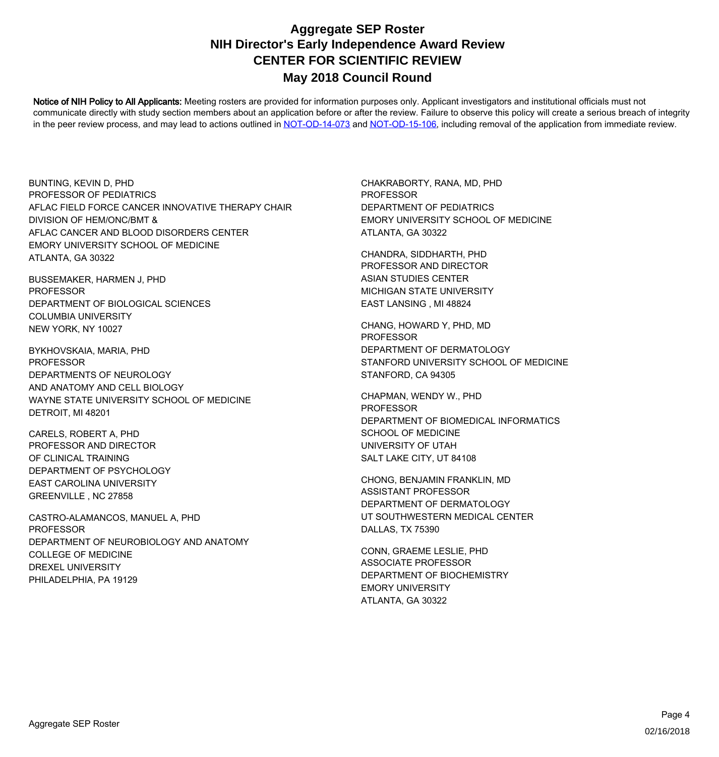# Aggregate SEP Roster
# NIH Director's Early Independence Award Review
# CENTER FOR SCIENTIFIC REVIEW
# May 2018 Council Round

**Notice of NIH Policy to All Applicants:** Meeting rosters are provided for information purposes only. Applicant investigators and institutional officials must not communicate directly with study section members about an application before or after the review. Failure to observe this policy will create a serious breach of integrity in the peer review process, and may lead to actions outlined in [NOT-OD-14-073](NOT-OD-14-073) and [NOT-OD-15-106](NOT-OD-15-106), including removal of the application from immediate review.

BUNTING, KEVIN D, PHD
PROFESSOR OF PEDIATRICS
AFLAC FIELD FORCE CANCER INNOVATIVE THERAPY CHAIR
DIVISION OF HEM/ONC/BMT &
AFLAC CANCER AND BLOOD DISORDERS CENTER
EMORY UNIVERSITY SCHOOL OF MEDICINE
ATLANTA, GA 30322

BUSSEMAKER, HARMEN J, PHD
PROFESSOR
DEPARTMENT OF BIOLOGICAL SCIENCES
COLUMBIA UNIVERSITY
NEW YORK, NY 10027

BYKHOVSKAIA, MARIA, PHD
PROFESSOR
DEPARTMENTS OF NEUROLOGY
AND ANATOMY AND CELL BIOLOGY
WAYNE STATE UNIVERSITY SCHOOL OF MEDICINE
DETROIT, MI 48201

CARELS, ROBERT A, PHD
PROFESSOR AND DIRECTOR
OF CLINICAL TRAINING
DEPARTMENT OF PSYCHOLOGY
EAST CAROLINA UNIVERSITY
GREENVILLE , NC 27858

CASTRO-ALAMANCOS, MANUEL A, PHD
PROFESSOR
DEPARTMENT OF NEUROBIOLOGY AND ANATOMY
COLLEGE OF MEDICINE
DREXEL UNIVERSITY
PHILADELPHIA, PA 19129

CHAKRABORTY, RANA, MD, PHD
PROFESSOR
DEPARTMENT OF PEDIATRICS
EMORY UNIVERSITY SCHOOL OF MEDICINE
ATLANTA, GA 30322

CHANDRA, SIDDHARTH, PHD
PROFESSOR AND DIRECTOR
ASIAN STUDIES CENTER
MICHIGAN STATE UNIVERSITY
EAST LANSING , MI 48824

CHANG, HOWARD Y, PHD, MD
PROFESSOR
DEPARTMENT OF DERMATOLOGY
STANFORD UNIVERSITY SCHOOL OF MEDICINE
STANFORD, CA 94305

CHAPMAN, WENDY W., PHD
PROFESSOR
DEPARTMENT OF BIOMEDICAL INFORMATICS
SCHOOL OF MEDICINE
UNIVERSITY OF UTAH
SALT LAKE CITY, UT 84108

CHONG, BENJAMIN FRANKLIN, MD
ASSISTANT PROFESSOR
DEPARTMENT OF DERMATOLOGY
UT SOUTHWESTERN MEDICAL CENTER
DALLAS, TX 75390

CONN, GRAEME LESLIE, PHD
ASSOCIATE PROFESSOR
DEPARTMENT OF BIOCHEMISTRY
EMORY UNIVERSITY
ATLANTA, GA 30322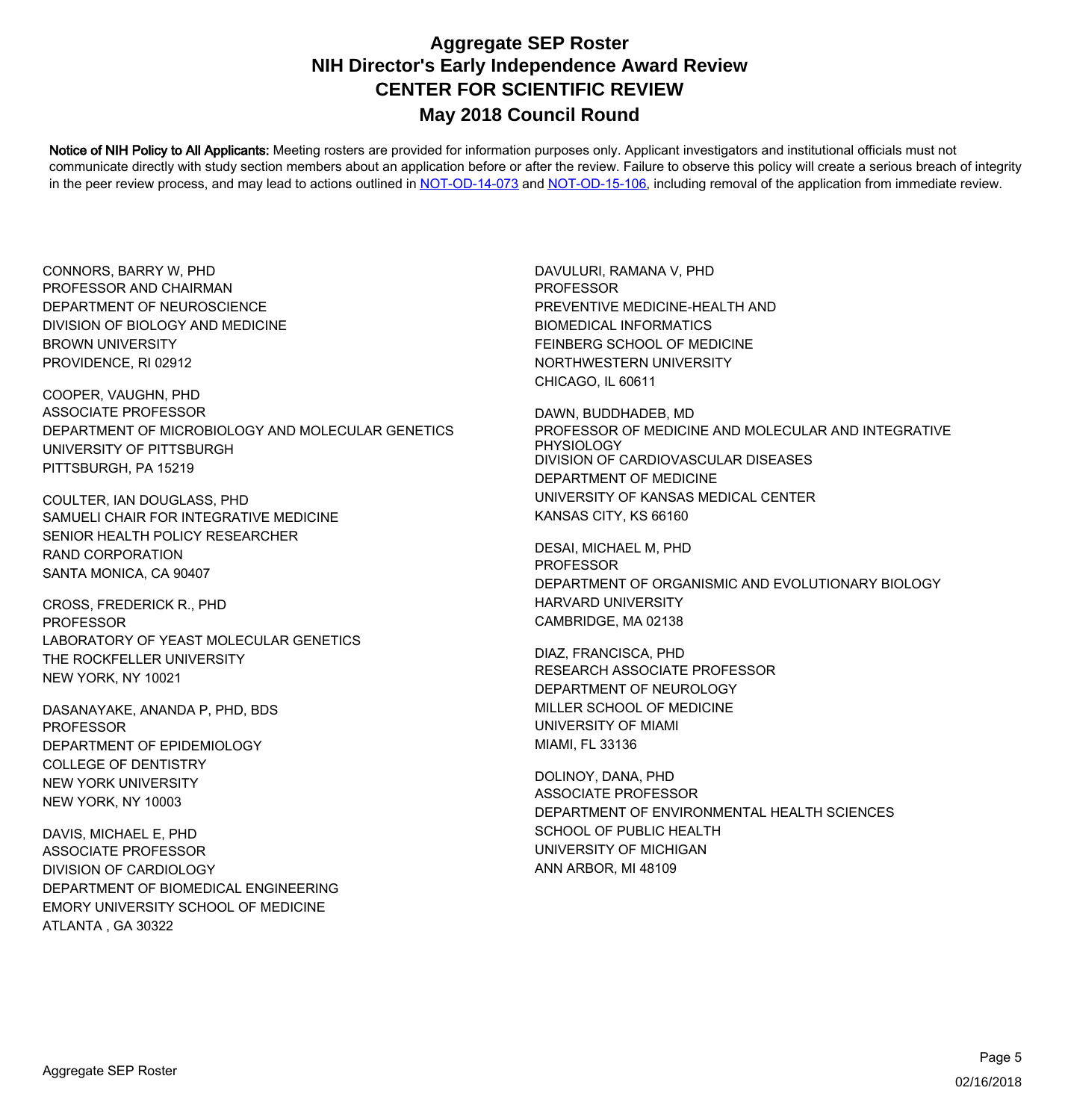# Aggregate SEP Roster
# NIH Director's Early Independence Award Review
# CENTER FOR SCIENTIFIC REVIEW
# May 2018 Council Round

**Notice of NIH Policy to All Applicants:** Meeting rosters are provided for information purposes only. Applicant investigators and institutional officials must not communicate directly with study section members about an application before or after the review. Failure to observe this policy will create a serious breach of integrity in the peer review process, and may lead to actions outlined in NOT-OD-14-073 and NOT-OD-15-106, including removal of the application from immediate review.

CONNORS, BARRY W, PHD
PROFESSOR AND CHAIRMAN
DEPARTMENT OF NEUROSCIENCE
DIVISION OF BIOLOGY AND MEDICINE
BROWN UNIVERSITY
PROVIDENCE, RI 02912

COOPER, VAUGHN, PHD
ASSOCIATE PROFESSOR
DEPARTMENT OF MICROBIOLOGY AND MOLECULAR GENETICS
UNIVERSITY OF PITTSBURGH
PITTSBURGH, PA 15219

COULTER, IAN DOUGLASS, PHD
SAMUELI CHAIR FOR INTEGRATIVE MEDICINE
SENIOR HEALTH POLICY RESEARCHER
RAND CORPORATION
SANTA MONICA, CA 90407

CROSS, FREDERICK R., PHD
PROFESSOR
LABORATORY OF YEAST MOLECULAR GENETICS
THE ROCKFELLER UNIVERSITY
NEW YORK, NY 10021

DASANAYAKE, ANANDA P, PHD, BDS
PROFESSOR
DEPARTMENT OF EPIDEMIOLOGY
COLLEGE OF DENTISTRY
NEW YORK UNIVERSITY
NEW YORK, NY 10003

DAVIS, MICHAEL E, PHD
ASSOCIATE PROFESSOR
DIVISION OF CARDIOLOGY
DEPARTMENT OF BIOMEDICAL ENGINEERING
EMORY UNIVERSITY SCHOOL OF MEDICINE
ATLANTA , GA 30322

DAVULURI, RAMANA V, PHD
PROFESSOR
PREVENTIVE MEDICINE-HEALTH AND
BIOMEDICAL INFORMATICS
FEINBERG SCHOOL OF MEDICINE
NORTHWESTERN UNIVERSITY
CHICAGO, IL 60611

DAWN, BUDDHADEB, MD
PROFESSOR OF MEDICINE AND MOLECULAR AND INTEGRATIVE PHYSIOLOGY
DIVISION OF CARDIOVASCULAR DISEASES
DEPARTMENT OF MEDICINE
UNIVERSITY OF KANSAS MEDICAL CENTER
KANSAS CITY, KS 66160

DESAI, MICHAEL M, PHD
PROFESSOR
DEPARTMENT OF ORGANISMIC AND EVOLUTIONARY BIOLOGY
HARVARD UNIVERSITY
CAMBRIDGE, MA 02138

DIAZ, FRANCISCA, PHD
RESEARCH ASSOCIATE PROFESSOR
DEPARTMENT OF NEUROLOGY
MILLER SCHOOL OF MEDICINE
UNIVERSITY OF MIAMI
MIAMI, FL 33136

DOLINOY, DANA, PHD
ASSOCIATE PROFESSOR
DEPARTMENT OF ENVIRONMENTAL HEALTH SCIENCES
SCHOOL OF PUBLIC HEALTH
UNIVERSITY OF MICHIGAN
ANN ARBOR, MI 48109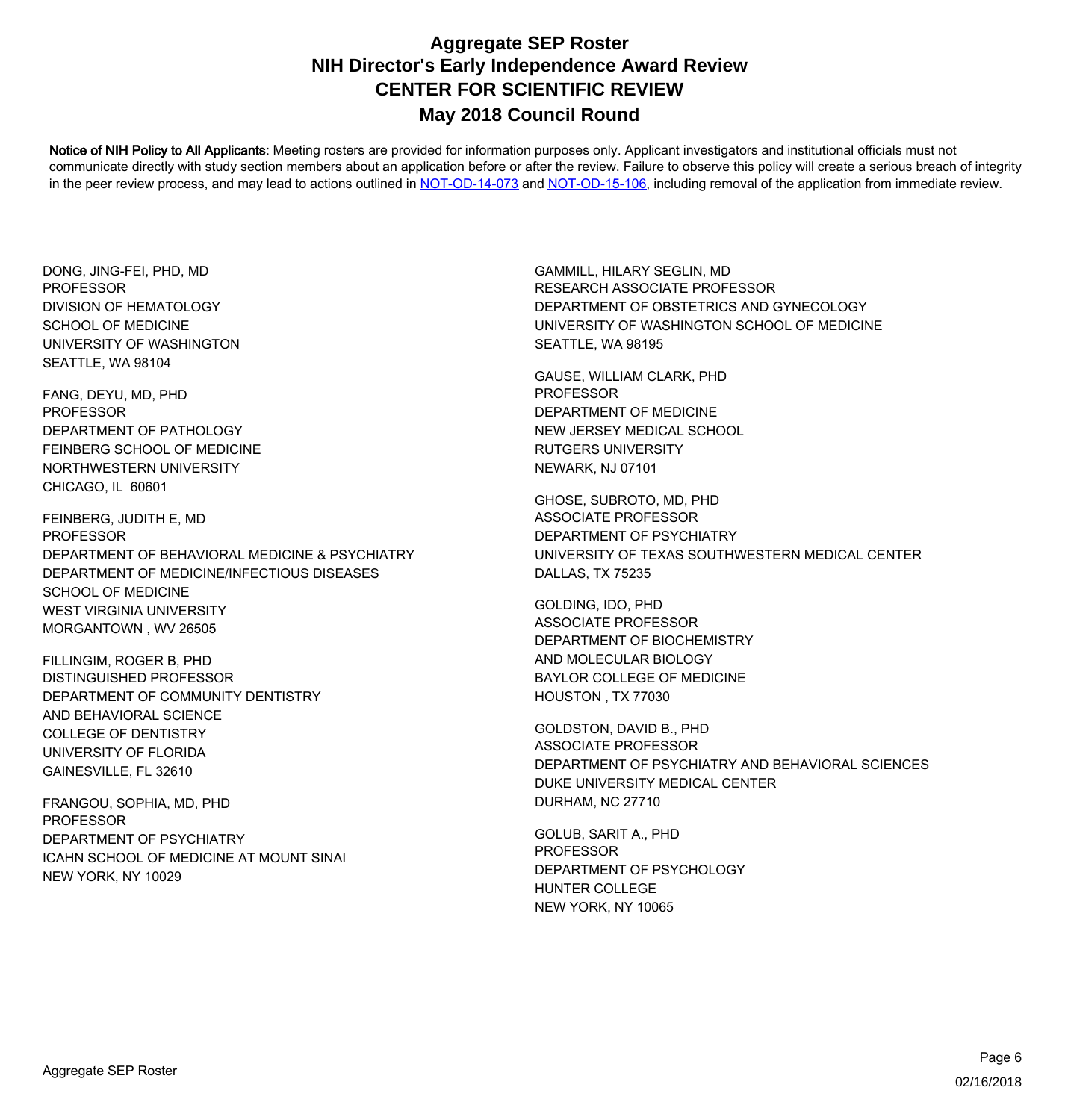# Aggregate SEP Roster
## NIH Director's Early Independence Award Review
## CENTER FOR SCIENTIFIC REVIEW
## May 2018 Council Round

**Notice of NIH Policy to All Applicants:** Meeting rosters are provided for information purposes only. Applicant investigators and institutional officials must not communicate directly with study section members about an application before or after the review. Failure to observe this policy will create a serious breach of integrity in the peer review process, and may lead to actions outlined in NOT-OD-14-073 and NOT-OD-15-106, including removal of the application from immediate review.

DONG, JING-FEI, PHD, MD
PROFESSOR
DIVISION OF HEMATOLOGY
SCHOOL OF MEDICINE
UNIVERSITY OF WASHINGTON
SEATTLE, WA 98104

FANG, DEYU, MD, PHD
PROFESSOR
DEPARTMENT OF PATHOLOGY
FEINBERG SCHOOL OF MEDICINE
NORTHWESTERN UNIVERSITY
CHICAGO, IL 60601

FEINBERG, JUDITH E, MD
PROFESSOR
DEPARTMENT OF BEHAVIORAL MEDICINE & PSYCHIATRY
DEPARTMENT OF MEDICINE/INFECTIOUS DISEASES
SCHOOL OF MEDICINE
WEST VIRGINIA UNIVERSITY
MORGANTOWN , WV 26505

FILLINGIM, ROGER B, PHD
DISTINGUISHED PROFESSOR
DEPARTMENT OF COMMUNITY DENTISTRY
AND BEHAVIORAL SCIENCE
COLLEGE OF DENTISTRY
UNIVERSITY OF FLORIDA
GAINESVILLE, FL 32610

FRANGOU, SOPHIA, MD, PHD
PROFESSOR
DEPARTMENT OF PSYCHIATRY
ICAHN SCHOOL OF MEDICINE AT MOUNT SINAI
NEW YORK, NY 10029

GAMMILL, HILARY SEGLIN, MD
RESEARCH ASSOCIATE PROFESSOR
DEPARTMENT OF OBSTETRICS AND GYNECOLOGY
UNIVERSITY OF WASHINGTON SCHOOL OF MEDICINE
SEATTLE, WA 98195

GAUSE, WILLIAM CLARK, PHD
PROFESSOR
DEPARTMENT OF MEDICINE
NEW JERSEY MEDICAL SCHOOL
RUTGERS UNIVERSITY
NEWARK, NJ 07101

GHOSE, SUBROTO, MD, PHD
ASSOCIATE PROFESSOR
DEPARTMENT OF PSYCHIATRY
UNIVERSITY OF TEXAS SOUTHWESTERN MEDICAL CENTER
DALLAS, TX 75235

GOLDING, IDO, PHD
ASSOCIATE PROFESSOR
DEPARTMENT OF BIOCHEMISTRY
AND MOLECULAR BIOLOGY
BAYLOR COLLEGE OF MEDICINE
HOUSTON , TX 77030

GOLDSTON, DAVID B., PHD
ASSOCIATE PROFESSOR
DEPARTMENT OF PSYCHIATRY AND BEHAVIORAL SCIENCES
DUKE UNIVERSITY MEDICAL CENTER
DURHAM, NC 27710

GOLUB, SARIT A., PHD
PROFESSOR
DEPARTMENT OF PSYCHOLOGY
HUNTER COLLEGE
NEW YORK, NY 10065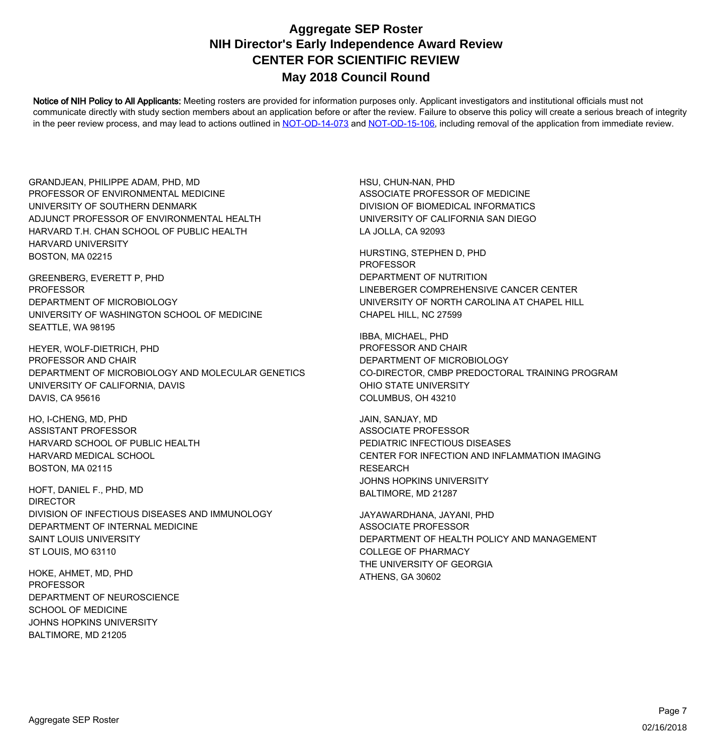# Aggregate SEP Roster
## NIH Director's Early Independence Award Review
## CENTER FOR SCIENTIFIC REVIEW
## May 2018 Council Round

**Notice of NIH Policy to All Applicants:** Meeting rosters are provided for information purposes only. Applicant investigators and institutional officials must not communicate directly with study section members about an application before or after the review. Failure to observe this policy will create a serious breach of integrity in the peer review process, and may lead to actions outlined in NOT-OD-14-073 and NOT-OD-15-106, including removal of the application from immediate review.

GRANDJEAN, PHILIPPE ADAM, PHD, MD
PROFESSOR OF ENVIRONMENTAL MEDICINE
UNIVERSITY OF SOUTHERN DENMARK
ADJUNCT PROFESSOR OF ENVIRONMENTAL HEALTH
HARVARD T.H. CHAN SCHOOL OF PUBLIC HEALTH
HARVARD UNIVERSITY
BOSTON, MA 02215

GREENBERG, EVERETT P, PHD
PROFESSOR
DEPARTMENT OF MICROBIOLOGY
UNIVERSITY OF WASHINGTON SCHOOL OF MEDICINE
SEATTLE, WA 98195

HEYER, WOLF-DIETRICH, PHD
PROFESSOR AND CHAIR
DEPARTMENT OF MICROBIOLOGY AND MOLECULAR GENETICS
UNIVERSITY OF CALIFORNIA, DAVIS
DAVIS, CA 95616

HO, I-CHENG, MD, PHD
ASSISTANT PROFESSOR
HARVARD SCHOOL OF PUBLIC HEALTH
HARVARD MEDICAL SCHOOL
BOSTON, MA 02115

HOFT, DANIEL F., PHD, MD
DIRECTOR
DIVISION OF INFECTIOUS DISEASES AND IMMUNOLOGY
DEPARTMENT OF INTERNAL MEDICINE
SAINT LOUIS UNIVERSITY
ST LOUIS, MO 63110

HOKE, AHMET, MD, PHD
PROFESSOR
DEPARTMENT OF NEUROSCIENCE
SCHOOL OF MEDICINE
JOHNS HOPKINS UNIVERSITY
BALTIMORE, MD 21205

HSU, CHUN-NAN, PHD
ASSOCIATE PROFESSOR OF MEDICINE
DIVISION OF BIOMEDICAL INFORMATICS
UNIVERSITY OF CALIFORNIA SAN DIEGO
LA JOLLA, CA 92093

HURSTING, STEPHEN D, PHD
PROFESSOR
DEPARTMENT OF NUTRITION
LINEBERGER COMPREHENSIVE CANCER CENTER
UNIVERSITY OF NORTH CAROLINA AT CHAPEL HILL
CHAPEL HILL, NC 27599

IBBA, MICHAEL, PHD
PROFESSOR AND CHAIR
DEPARTMENT OF MICROBIOLOGY
CO-DIRECTOR, CMBP PREDOCTORAL TRAINING PROGRAM
OHIO STATE UNIVERSITY
COLUMBUS, OH 43210

JAIN, SANJAY, MD
ASSOCIATE PROFESSOR
PEDIATRIC INFECTIOUS DISEASES
CENTER FOR INFECTION AND INFLAMMATION IMAGING RESEARCH
JOHNS HOPKINS UNIVERSITY
BALTIMORE, MD 21287

JAYAWARDHANA, JAYANI, PHD
ASSOCIATE PROFESSOR
DEPARTMENT OF HEALTH POLICY AND MANAGEMENT
COLLEGE OF PHARMACY
THE UNIVERSITY OF GEORGIA
ATHENS, GA 30602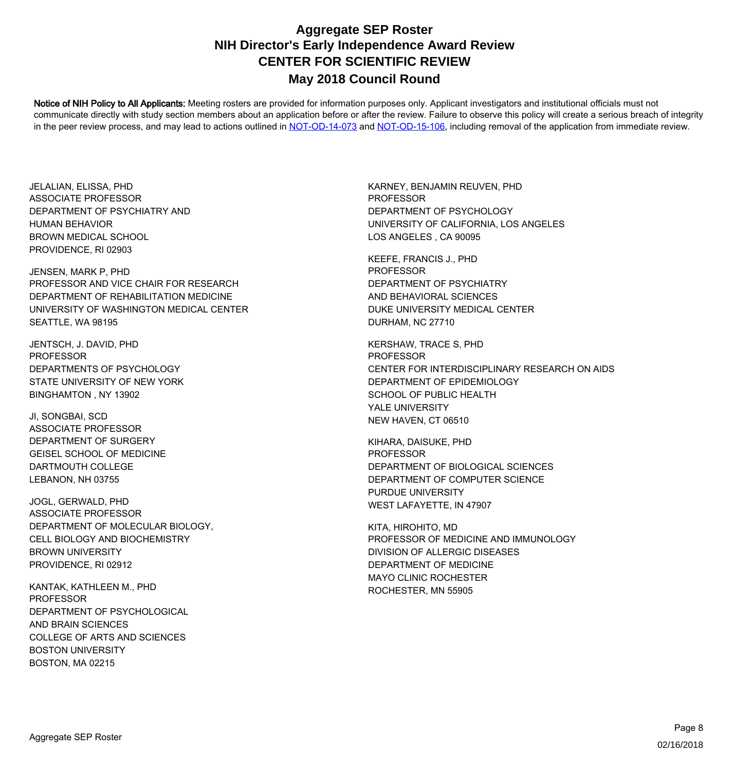# Aggregate SEP Roster
# NIH Director's Early Independence Award Review
# CENTER FOR SCIENTIFIC REVIEW
# May 2018 Council Round

**Notice of NIH Policy to All Applicants:** Meeting rosters are provided for information purposes only. Applicant investigators and institutional officials must not communicate directly with study section members about an application before or after the review. Failure to observe this policy will create a serious breach of integrity in the peer review process, and may lead to actions outlined in NOT-OD-14-073 and NOT-OD-15-106, including removal of the application from immediate review.

JELALIAN, ELISSA, PHD
ASSOCIATE PROFESSOR
DEPARTMENT OF PSYCHIATRY AND
HUMAN BEHAVIOR
BROWN MEDICAL SCHOOL
PROVIDENCE, RI 02903

JENSEN, MARK P, PHD
PROFESSOR AND VICE CHAIR FOR RESEARCH
DEPARTMENT OF REHABILITATION MEDICINE
UNIVERSITY OF WASHINGTON MEDICAL CENTER
SEATTLE, WA 98195

JENTSCH, J. DAVID, PHD
PROFESSOR
DEPARTMENTS OF PSYCHOLOGY
STATE UNIVERSITY OF NEW YORK
BINGHAMTON , NY 13902

JI, SONGBAI, SCD
ASSOCIATE PROFESSOR
DEPARTMENT OF SURGERY
GEISEL SCHOOL OF MEDICINE
DARTMOUTH COLLEGE
LEBANON, NH 03755

JOGL, GERWALD, PHD
ASSOCIATE PROFESSOR
DEPARTMENT OF MOLECULAR BIOLOGY,
CELL BIOLOGY AND BIOCHEMISTRY
BROWN UNIVERSITY
PROVIDENCE, RI 02912

KANTAK, KATHLEEN M., PHD
PROFESSOR
DEPARTMENT OF PSYCHOLOGICAL
AND BRAIN SCIENCES
COLLEGE OF ARTS AND SCIENCES
BOSTON UNIVERSITY
BOSTON, MA 02215

KARNEY, BENJAMIN REUVEN, PHD
PROFESSOR
DEPARTMENT OF PSYCHOLOGY
UNIVERSITY OF CALIFORNIA, LOS ANGELES
LOS ANGELES , CA 90095

KEEFE, FRANCIS J., PHD
PROFESSOR
DEPARTMENT OF PSYCHIATRY
AND BEHAVIORAL SCIENCES
DUKE UNIVERSITY MEDICAL CENTER
DURHAM, NC 27710

KERSHAW, TRACE S, PHD
PROFESSOR
CENTER FOR INTERDISCIPLINARY RESEARCH ON AIDS
DEPARTMENT OF EPIDEMIOLOGY
SCHOOL OF PUBLIC HEALTH
YALE UNIVERSITY
NEW HAVEN, CT 06510

KIHARA, DAISUKE, PHD
PROFESSOR
DEPARTMENT OF BIOLOGICAL SCIENCES
DEPARTMENT OF COMPUTER SCIENCE
PURDUE UNIVERSITY
WEST LAFAYETTE, IN 47907

KITA, HIROHITO, MD
PROFESSOR OF MEDICINE AND IMMUNOLOGY
DIVISION OF ALLERGIC DISEASES
DEPARTMENT OF MEDICINE
MAYO CLINIC ROCHESTER
ROCHESTER, MN 55905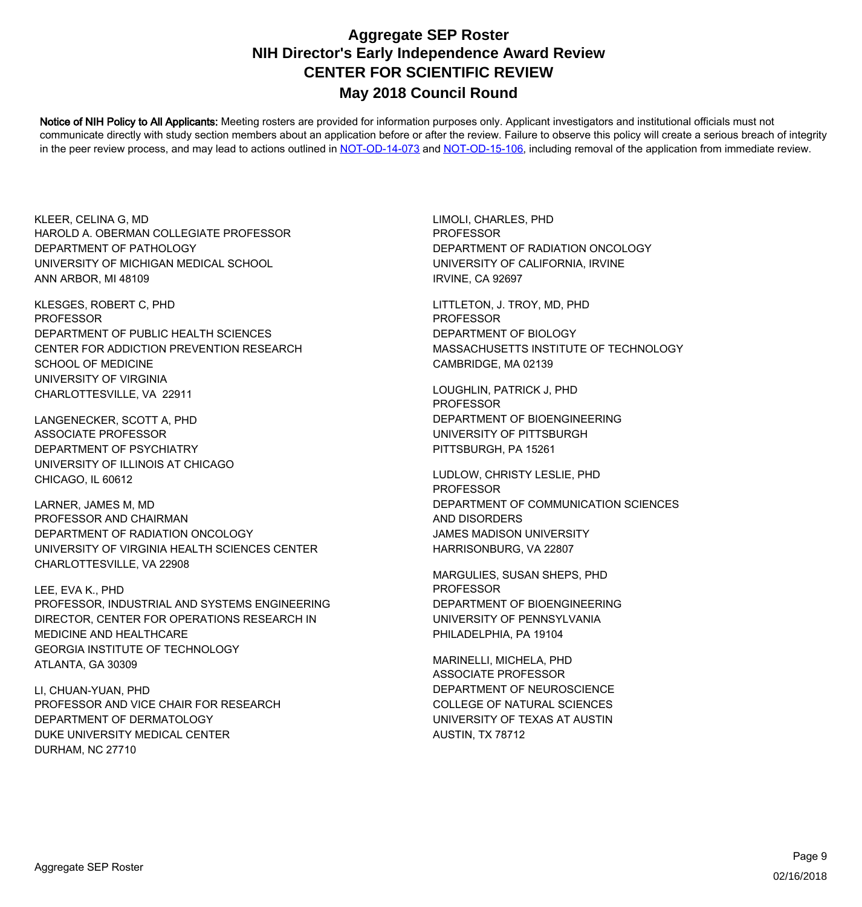# Aggregate SEP Roster
# NIH Director's Early Independence Award Review
# CENTER FOR SCIENTIFIC REVIEW
# May 2018 Council Round

**Notice of NIH Policy to All Applicants:** Meeting rosters are provided for information purposes only. Applicant investigators and institutional officials must not communicate directly with study section members about an application before or after the review. Failure to observe this policy will create a serious breach of integrity in the peer review process, and may lead to actions outlined in NOT-OD-14-073 and NOT-OD-15-106, including removal of the application from immediate review.

KLEER, CELINA G, MD
HAROLD A. OBERMAN COLLEGIATE PROFESSOR
DEPARTMENT OF PATHOLOGY
UNIVERSITY OF MICHIGAN MEDICAL SCHOOL
ANN ARBOR, MI 48109

KLESGES, ROBERT C, PHD
PROFESSOR
DEPARTMENT OF PUBLIC HEALTH SCIENCES
CENTER FOR ADDICTION PREVENTION RESEARCH
SCHOOL OF MEDICINE
UNIVERSITY OF VIRGINIA
CHARLOTTESVILLE, VA 22911

LANGENECKER, SCOTT A, PHD
ASSOCIATE PROFESSOR
DEPARTMENT OF PSYCHIATRY
UNIVERSITY OF ILLINOIS AT CHICAGO
CHICAGO, IL 60612

LARNER, JAMES M, MD
PROFESSOR AND CHAIRMAN
DEPARTMENT OF RADIATION ONCOLOGY
UNIVERSITY OF VIRGINIA HEALTH SCIENCES CENTER
CHARLOTTESVILLE, VA 22908

LEE, EVA K., PHD
PROFESSOR, INDUSTRIAL AND SYSTEMS ENGINEERING
DIRECTOR, CENTER FOR OPERATIONS RESEARCH IN MEDICINE AND HEALTHCARE
GEORGIA INSTITUTE OF TECHNOLOGY
ATLANTA, GA 30309

LI, CHUAN-YUAN, PHD
PROFESSOR AND VICE CHAIR FOR RESEARCH
DEPARTMENT OF DERMATOLOGY
DUKE UNIVERSITY MEDICAL CENTER
DURHAM, NC 27710

LIMOLI, CHARLES, PHD
PROFESSOR
DEPARTMENT OF RADIATION ONCOLOGY
UNIVERSITY OF CALIFORNIA, IRVINE
IRVINE, CA 92697

LITTLETON, J. TROY, MD, PHD
PROFESSOR
DEPARTMENT OF BIOLOGY
MASSACHUSETTS INSTITUTE OF TECHNOLOGY
CAMBRIDGE, MA 02139

LOUGHLIN, PATRICK J, PHD
PROFESSOR
DEPARTMENT OF BIOENGINEERING
UNIVERSITY OF PITTSBURGH
PITTSBURGH, PA 15261

LUDLOW, CHRISTY LESLIE, PHD
PROFESSOR
DEPARTMENT OF COMMUNICATION SCIENCES AND DISORDERS
JAMES MADISON UNIVERSITY
HARRISONBURG, VA 22807

MARGULIES, SUSAN SHEPS, PHD
PROFESSOR
DEPARTMENT OF BIOENGINEERING
UNIVERSITY OF PENNSYLVANIA
PHILADELPHIA, PA 19104

MARINELLI, MICHELA, PHD
ASSOCIATE PROFESSOR
DEPARTMENT OF NEUROSCIENCE
COLLEGE OF NATURAL SCIENCES
UNIVERSITY OF TEXAS AT AUSTIN
AUSTIN, TX 78712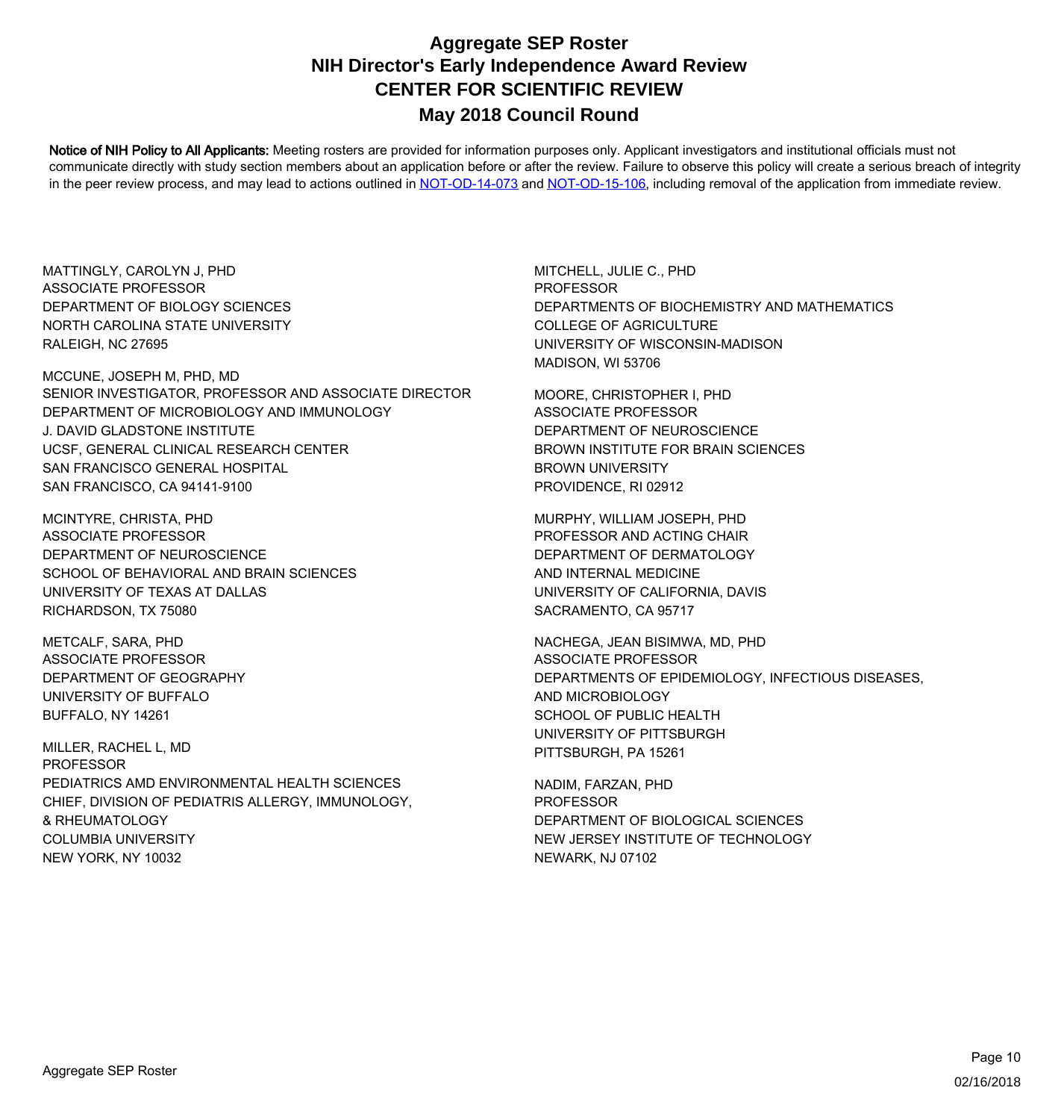# Aggregate SEP Roster
## NIH Director's Early Independence Award Review
## CENTER FOR SCIENTIFIC REVIEW
## May 2018 Council Round

**Notice of NIH Policy to All Applicants:** Meeting rosters are provided for information purposes only. Applicant investigators and institutional officials must not communicate directly with study section members about an application before or after the review. Failure to observe this policy will create a serious breach of integrity in the peer review process, and may lead to actions outlined in NOT-OD-14-073 and NOT-OD-15-106, including removal of the application from immediate review.

MATTINGLY, CAROLYN J, PHD
ASSOCIATE PROFESSOR
DEPARTMENT OF BIOLOGY SCIENCES
NORTH CAROLINA STATE UNIVERSITY
RALEIGH, NC 27695

MCCUNE, JOSEPH M, PHD, MD
SENIOR INVESTIGATOR, PROFESSOR AND ASSOCIATE DIRECTOR
DEPARTMENT OF MICROBIOLOGY AND IMMUNOLOGY
J. DAVID GLADSTONE INSTITUTE
UCSF, GENERAL CLINICAL RESEARCH CENTER
SAN FRANCISCO GENERAL HOSPITAL
SAN FRANCISCO, CA 94141-9100

MCINTYRE, CHRISTA, PHD
ASSOCIATE PROFESSOR
DEPARTMENT OF NEUROSCIENCE
SCHOOL OF BEHAVIORAL AND BRAIN SCIENCES
UNIVERSITY OF TEXAS AT DALLAS
RICHARDSON, TX 75080

METCALF, SARA, PHD
ASSOCIATE PROFESSOR
DEPARTMENT OF GEOGRAPHY
UNIVERSITY OF BUFFALO
BUFFALO, NY 14261

MILLER, RACHEL L, MD
PROFESSOR
PEDIATRICS AMD ENVIRONMENTAL HEALTH SCIENCES
CHIEF, DIVISION OF PEDIATRIS ALLERGY, IMMUNOLOGY, & RHEUMATOLOGY
COLUMBIA UNIVERSITY
NEW YORK, NY 10032

MITCHELL, JULIE C., PHD
PROFESSOR
DEPARTMENTS OF BIOCHEMISTRY AND MATHEMATICS
COLLEGE OF AGRICULTURE
UNIVERSITY OF WISCONSIN-MADISON
MADISON, WI 53706

MOORE, CHRISTOPHER I, PHD
ASSOCIATE PROFESSOR
DEPARTMENT OF NEUROSCIENCE
BROWN INSTITUTE FOR BRAIN SCIENCES
BROWN UNIVERSITY
PROVIDENCE, RI 02912

MURPHY, WILLIAM JOSEPH, PHD
PROFESSOR AND ACTING CHAIR
DEPARTMENT OF DERMATOLOGY AND INTERNAL MEDICINE
UNIVERSITY OF CALIFORNIA, DAVIS
SACRAMENTO, CA 95717

NACHEGA, JEAN BISIMWA, MD, PHD
ASSOCIATE PROFESSOR
DEPARTMENTS OF EPIDEMIOLOGY, INFECTIOUS DISEASES, AND MICROBIOLOGY
SCHOOL OF PUBLIC HEALTH
UNIVERSITY OF PITTSBURGH
PITTSBURGH, PA 15261

NADIM, FARZAN, PHD
PROFESSOR
DEPARTMENT OF BIOLOGICAL SCIENCES
NEW JERSEY INSTITUTE OF TECHNOLOGY
NEWARK, NJ 07102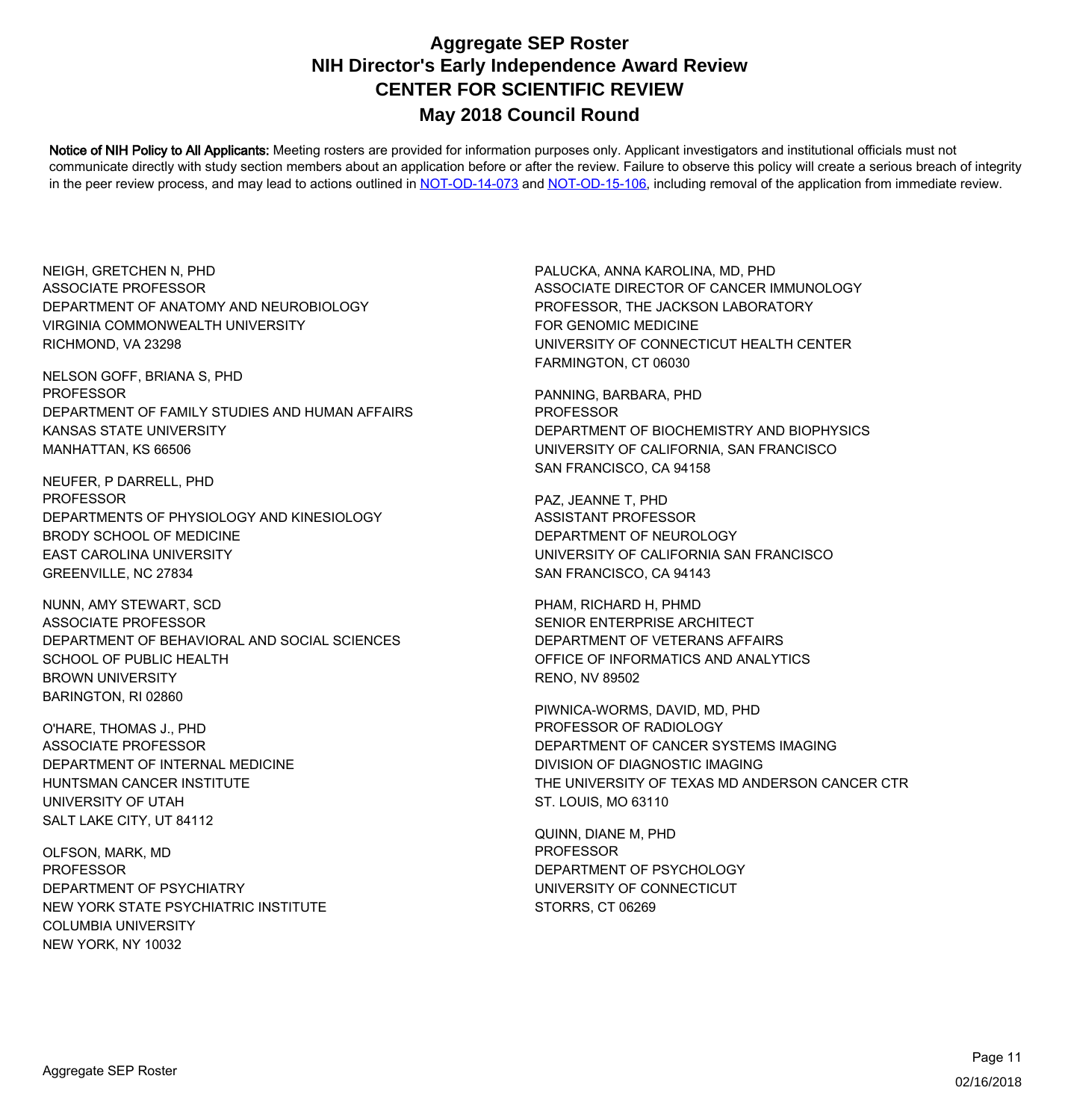# Aggregate SEP Roster
# NIH Director's Early Independence Award Review
# CENTER FOR SCIENTIFIC REVIEW
# May 2018 Council Round

**Notice of NIH Policy to All Applicants:** Meeting rosters are provided for information purposes only. Applicant investigators and institutional officials must not communicate directly with study section members about an application before or after the review. Failure to observe this policy will create a serious breach of integrity in the peer review process, and may lead to actions outlined in NOT-OD-14-073 and NOT-OD-15-106, including removal of the application from immediate review.

NEIGH, GRETCHEN N, PHD
ASSOCIATE PROFESSOR
DEPARTMENT OF ANATOMY AND NEUROBIOLOGY
VIRGINIA COMMONWEALTH UNIVERSITY
RICHMOND, VA 23298

NELSON GOFF, BRIANA S, PHD
PROFESSOR
DEPARTMENT OF FAMILY STUDIES AND HUMAN AFFAIRS
KANSAS STATE UNIVERSITY
MANHATTAN, KS 66506

NEUFER, P DARRELL, PHD
PROFESSOR
DEPARTMENTS OF PHYSIOLOGY AND KINESIOLOGY
BRODY SCHOOL OF MEDICINE
EAST CAROLINA UNIVERSITY
GREENVILLE, NC 27834

NUNN, AMY STEWART, SCD
ASSOCIATE PROFESSOR
DEPARTMENT OF BEHAVIORAL AND SOCIAL SCIENCES
SCHOOL OF PUBLIC HEALTH
BROWN UNIVERSITY
BARINGTON, RI 02860

O'HARE, THOMAS J., PHD
ASSOCIATE PROFESSOR
DEPARTMENT OF INTERNAL MEDICINE
HUNTSMAN CANCER INSTITUTE
UNIVERSITY OF UTAH
SALT LAKE CITY, UT 84112

OLFSON, MARK, MD
PROFESSOR
DEPARTMENT OF PSYCHIATRY
NEW YORK STATE PSYCHIATRIC INSTITUTE
COLUMBIA UNIVERSITY
NEW YORK, NY 10032

PALUCKA, ANNA KAROLINA, MD, PHD
ASSOCIATE DIRECTOR OF CANCER IMMUNOLOGY
PROFESSOR, THE JACKSON LABORATORY
FOR GENOMIC MEDICINE
UNIVERSITY OF CONNECTICUT HEALTH CENTER
FARMINGTON, CT 06030

PANNING, BARBARA, PHD
PROFESSOR
DEPARTMENT OF BIOCHEMISTRY AND BIOPHYSICS
UNIVERSITY OF CALIFORNIA, SAN FRANCISCO
SAN FRANCISCO, CA 94158

PAZ, JEANNE T, PHD
ASSISTANT PROFESSOR
DEPARTMENT OF NEUROLOGY
UNIVERSITY OF CALIFORNIA SAN FRANCISCO
SAN FRANCISCO, CA 94143

PHAM, RICHARD H, PHMD
SENIOR ENTERPRISE ARCHITECT
DEPARTMENT OF VETERANS AFFAIRS
OFFICE OF INFORMATICS AND ANALYTICS
RENO, NV 89502

PIWNICA-WORMS, DAVID, MD, PHD
PROFESSOR OF RADIOLOGY
DEPARTMENT OF CANCER SYSTEMS IMAGING
DIVISION OF DIAGNOSTIC IMAGING
THE UNIVERSITY OF TEXAS MD ANDERSON CANCER CTR
ST. LOUIS, MO 63110

QUINN, DIANE M, PHD
PROFESSOR
DEPARTMENT OF PSYCHOLOGY
UNIVERSITY OF CONNECTICUT
STORRS, CT 06269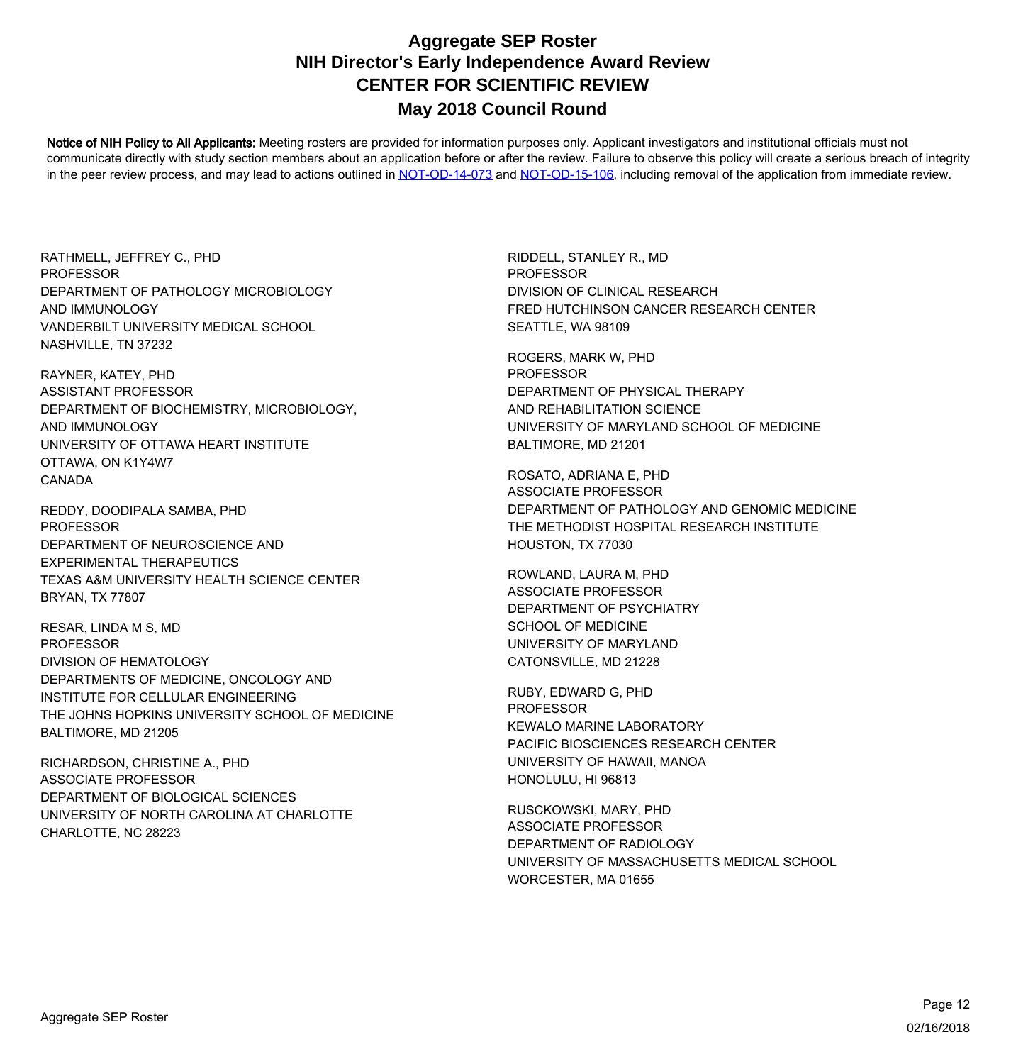# Aggregate SEP Roster
## NIH Director's Early Independence Award Review
## CENTER FOR SCIENTIFIC REVIEW
## May 2018 Council Round

**Notice of NIH Policy to All Applicants:** Meeting rosters are provided for information purposes only. Applicant investigators and institutional officials must not communicate directly with study section members about an application before or after the review. Failure to observe this policy will create a serious breach of integrity in the peer review process, and may lead to actions outlined in NOT-OD-14-073 and NOT-OD-15-106, including removal of the application from immediate review.

RATHMELL, JEFFREY C., PHD
PROFESSOR
DEPARTMENT OF PATHOLOGY MICROBIOLOGY AND IMMUNOLOGY
VANDERBILT UNIVERSITY MEDICAL SCHOOL
NASHVILLE, TN 37232

RAYNER, KATEY, PHD
ASSISTANT PROFESSOR
DEPARTMENT OF BIOCHEMISTRY, MICROBIOLOGY, AND IMMUNOLOGY
UNIVERSITY OF OTTAWA HEART INSTITUTE
OTTAWA, ON K1Y4W7
CANADA

REDDY, DOODIPALA SAMBA, PHD
PROFESSOR
DEPARTMENT OF NEUROSCIENCE AND EXPERIMENTAL THERAPEUTICS
TEXAS A&M UNIVERSITY HEALTH SCIENCE CENTER
BRYAN, TX 77807

RESAR, LINDA M S, MD
PROFESSOR
DIVISION OF HEMATOLOGY
DEPARTMENTS OF MEDICINE, ONCOLOGY AND INSTITUTE FOR CELLULAR ENGINEERING
THE JOHNS HOPKINS UNIVERSITY SCHOOL OF MEDICINE
BALTIMORE, MD 21205

RICHARDSON, CHRISTINE A., PHD
ASSOCIATE PROFESSOR
DEPARTMENT OF BIOLOGICAL SCIENCES
UNIVERSITY OF NORTH CAROLINA AT CHARLOTTE
CHARLOTTE, NC 28223

RIDDELL, STANLEY R., MD
PROFESSOR
DIVISION OF CLINICAL RESEARCH
FRED HUTCHINSON CANCER RESEARCH CENTER
SEATTLE, WA 98109

ROGERS, MARK W, PHD
PROFESSOR
DEPARTMENT OF PHYSICAL THERAPY AND REHABILITATION SCIENCE
UNIVERSITY OF MARYLAND SCHOOL OF MEDICINE
BALTIMORE, MD 21201

ROSATO, ADRIANA E, PHD
ASSOCIATE PROFESSOR
DEPARTMENT OF PATHOLOGY AND GENOMIC MEDICINE
THE METHODIST HOSPITAL RESEARCH INSTITUTE
HOUSTON, TX 77030

ROWLAND, LAURA M, PHD
ASSOCIATE PROFESSOR
DEPARTMENT OF PSYCHIATRY
SCHOOL OF MEDICINE
UNIVERSITY OF MARYLAND
CATONSVILLE, MD 21228

RUBY, EDWARD G, PHD
PROFESSOR
KEWALO MARINE LABORATORY
PACIFIC BIOSCIENCES RESEARCH CENTER
UNIVERSITY OF HAWAII, MANOA
HONOLULU, HI 96813

RUSCKOWSKI, MARY, PHD
ASSOCIATE PROFESSOR
DEPARTMENT OF RADIOLOGY
UNIVERSITY OF MASSACHUSETTS MEDICAL SCHOOL
WORCESTER, MA 01655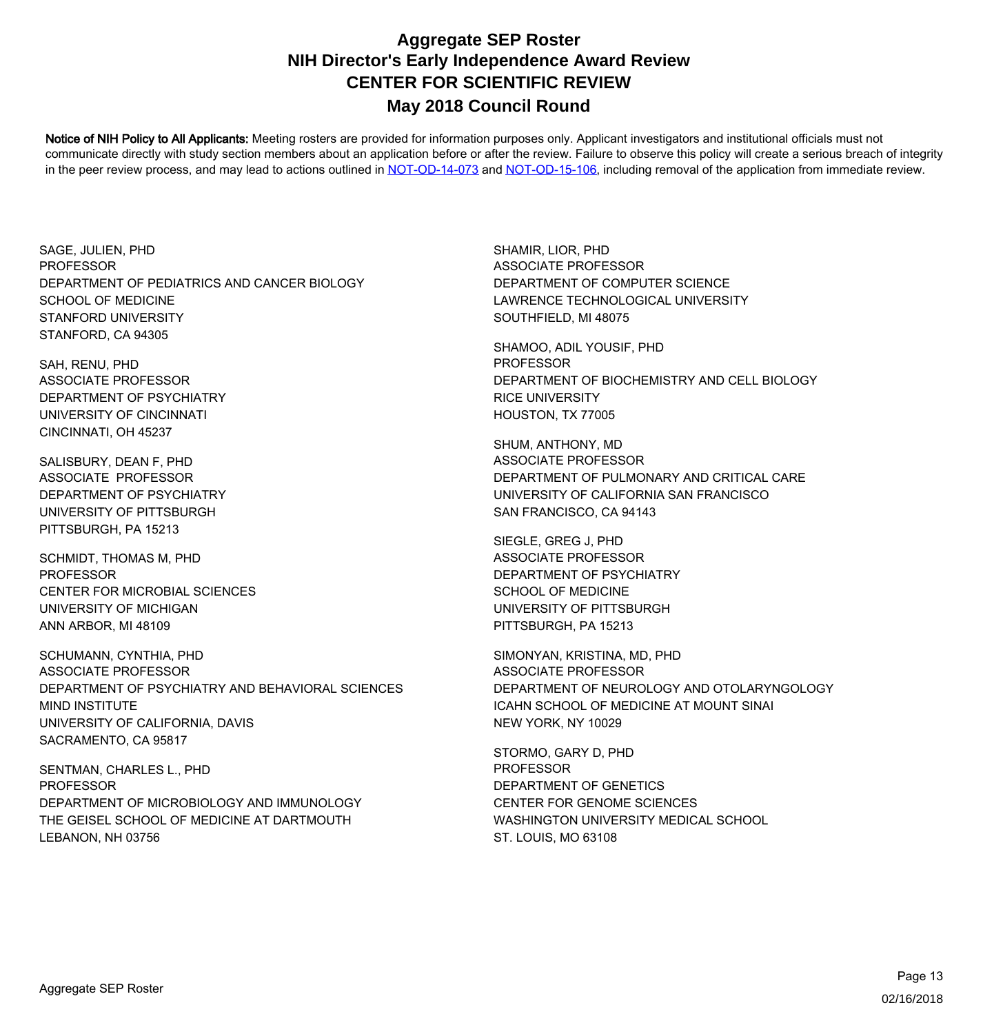# Aggregate SEP Roster
## NIH Director's Early Independence Award Review
## CENTER FOR SCIENTIFIC REVIEW
## May 2018 Council Round

**Notice of NIH Policy to All Applicants:** Meeting rosters are provided for information purposes only. Applicant investigators and institutional officials must not communicate directly with study section members about an application before or after the review. Failure to observe this policy will create a serious breach of integrity in the peer review process, and may lead to actions outlined in [NOT-OD-14-073] and [NOT-OD-15-106], including removal of the application from immediate review.

SAGE, JULIEN, PHD
PROFESSOR
DEPARTMENT OF PEDIATRICS AND CANCER BIOLOGY
SCHOOL OF MEDICINE
STANFORD UNIVERSITY
STANFORD, CA 94305

SAH, RENU, PHD
ASSOCIATE PROFESSOR
DEPARTMENT OF PSYCHIATRY
UNIVERSITY OF CINCINNATI
CINCINNATI, OH 45237

SALISBURY, DEAN F, PHD
ASSOCIATE PROFESSOR
DEPARTMENT OF PSYCHIATRY
UNIVERSITY OF PITTSBURGH
PITTSBURGH, PA 15213

SCHMIDT, THOMAS M, PHD
PROFESSOR
CENTER FOR MICROBIAL SCIENCES
UNIVERSITY OF MICHIGAN
ANN ARBOR, MI 48109

SCHUMANN, CYNTHIA, PHD
ASSOCIATE PROFESSOR
DEPARTMENT OF PSYCHIATRY AND BEHAVIORAL SCIENCES
MIND INSTITUTE
UNIVERSITY OF CALIFORNIA, DAVIS
SACRAMENTO, CA 95817

SENTMAN, CHARLES L., PHD
PROFESSOR
DEPARTMENT OF MICROBIOLOGY AND IMMUNOLOGY
THE GEISEL SCHOOL OF MEDICINE AT DARTMOUTH
LEBANON, NH 03756

SHAMIR, LIOR, PHD
ASSOCIATE PROFESSOR
DEPARTMENT OF COMPUTER SCIENCE
LAWRENCE TECHNOLOGICAL UNIVERSITY
SOUTHFIELD, MI 48075

SHAMOO, ADIL YOUSIF, PHD
PROFESSOR
DEPARTMENT OF BIOCHEMISTRY AND CELL BIOLOGY
RICE UNIVERSITY
HOUSTON, TX 77005

SHUM, ANTHONY, MD
ASSOCIATE PROFESSOR
DEPARTMENT OF PULMONARY AND CRITICAL CARE
UNIVERSITY OF CALIFORNIA SAN FRANCISCO
SAN FRANCISCO, CA 94143

SIEGLE, GREG J, PHD
ASSOCIATE PROFESSOR
DEPARTMENT OF PSYCHIATRY
SCHOOL OF MEDICINE
UNIVERSITY OF PITTSBURGH
PITTSBURGH, PA 15213

SIMONYAN, KRISTINA, MD, PHD
ASSOCIATE PROFESSOR
DEPARTMENT OF NEUROLOGY AND OTOLARYNGOLOGY
ICAHN SCHOOL OF MEDICINE AT MOUNT SINAI
NEW YORK, NY 10029

STORMO, GARY D, PHD
PROFESSOR
DEPARTMENT OF GENETICS
CENTER FOR GENOME SCIENCES
WASHINGTON UNIVERSITY MEDICAL SCHOOL
ST. LOUIS, MO 63108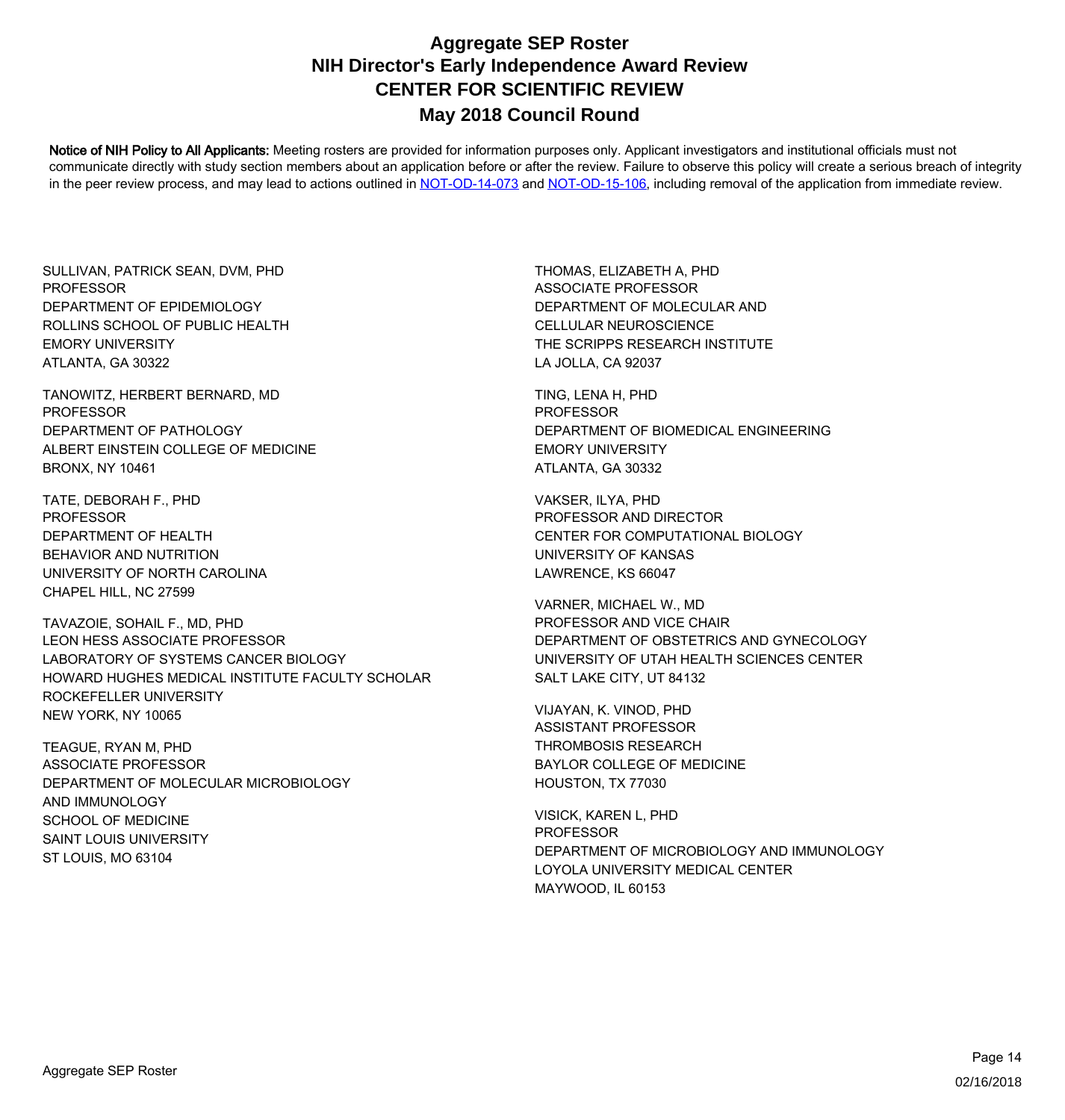# Aggregate SEP Roster
## NIH Director's Early Independence Award Review
## CENTER FOR SCIENTIFIC REVIEW
## May 2018 Council Round

**Notice of NIH Policy to All Applicants:** Meeting rosters are provided for information purposes only. Applicant investigators and institutional officials must not communicate directly with study section members about an application before or after the review. Failure to observe this policy will create a serious breach of integrity in the peer review process, and may lead to actions outlined in NOT-OD-14-073 and NOT-OD-15-106, including removal of the application from immediate review.

SULLIVAN, PATRICK SEAN, DVM, PHD
PROFESSOR
DEPARTMENT OF EPIDEMIOLOGY
ROLLINS SCHOOL OF PUBLIC HEALTH
EMORY UNIVERSITY
ATLANTA, GA 30322

TANOWITZ, HERBERT BERNARD, MD
PROFESSOR
DEPARTMENT OF PATHOLOGY
ALBERT EINSTEIN COLLEGE OF MEDICINE
BRONX, NY 10461

TATE, DEBORAH F., PHD
PROFESSOR
DEPARTMENT OF HEALTH
BEHAVIOR AND NUTRITION
UNIVERSITY OF NORTH CAROLINA
CHAPEL HILL, NC 27599

TAVAZOIE, SOHAIL F., MD, PHD
LEON HESS ASSOCIATE PROFESSOR
LABORATORY OF SYSTEMS CANCER BIOLOGY
HOWARD HUGHES MEDICAL INSTITUTE FACULTY SCHOLAR
ROCKEFELLER UNIVERSITY
NEW YORK, NY 10065

TEAGUE, RYAN M, PHD
ASSOCIATE PROFESSOR
DEPARTMENT OF MOLECULAR MICROBIOLOGY
AND IMMUNOLOGY
SCHOOL OF MEDICINE
SAINT LOUIS UNIVERSITY
ST LOUIS, MO 63104

THOMAS, ELIZABETH A, PHD
ASSOCIATE PROFESSOR
DEPARTMENT OF MOLECULAR AND
CELLULAR NEUROSCIENCE
THE SCRIPPS RESEARCH INSTITUTE
LA JOLLA, CA 92037

TING, LENA H, PHD
PROFESSOR
DEPARTMENT OF BIOMEDICAL ENGINEERING
EMORY UNIVERSITY
ATLANTA, GA 30332

VAKSER, ILYA, PHD
PROFESSOR AND DIRECTOR
CENTER FOR COMPUTATIONAL BIOLOGY
UNIVERSITY OF KANSAS
LAWRENCE, KS 66047

VARNER, MICHAEL W., MD
PROFESSOR AND VICE CHAIR
DEPARTMENT OF OBSTETRICS AND GYNECOLOGY
UNIVERSITY OF UTAH HEALTH SCIENCES CENTER
SALT LAKE CITY, UT 84132

VIJAYAN, K. VINOD, PHD
ASSISTANT PROFESSOR
THROMBOSIS RESEARCH
BAYLOR COLLEGE OF MEDICINE
HOUSTON, TX 77030

VISICK, KAREN L, PHD
PROFESSOR
DEPARTMENT OF MICROBIOLOGY AND IMMUNOLOGY
LOYOLA UNIVERSITY MEDICAL CENTER
MAYWOOD, IL 60153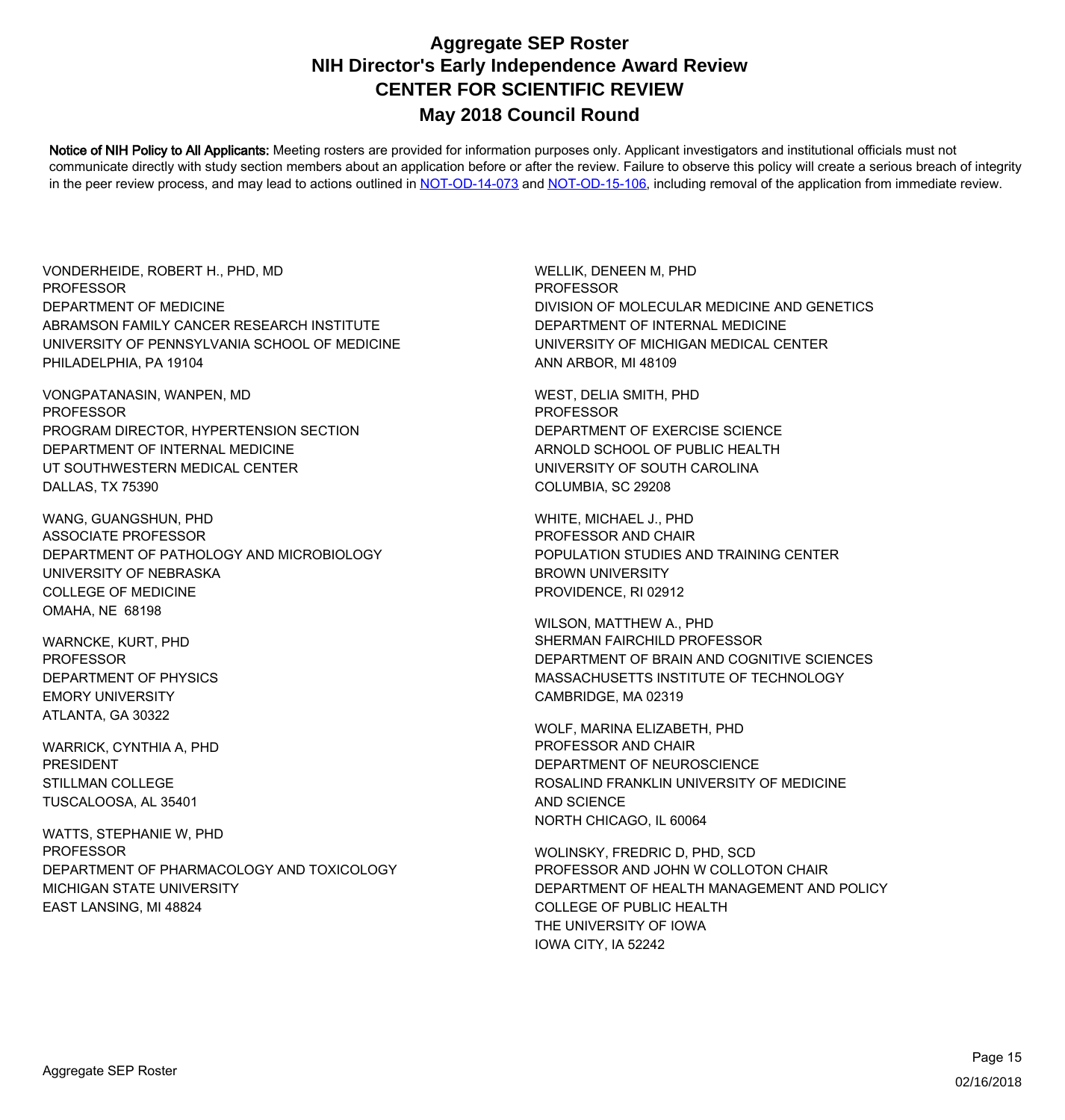# Aggregate SEP Roster

## NIH Director's Early Independence Award Review

## CENTER FOR SCIENTIFIC REVIEW

## May 2018 Council Round

**Notice of NIH Policy to All Applicants:** Meeting rosters are provided for information purposes only. Applicant investigators and institutional officials must not communicate directly with study section members about an application before or after the review. Failure to observe this policy will create a serious breach of integrity in the peer review process, and may lead to actions outlined in [NOT-OD-14-073] and [NOT-OD-15-106], including removal of the application from immediate review.

VONDERHEIDE, ROBERT H., PHD, MD
PROFESSOR
DEPARTMENT OF MEDICINE
ABRAMSON FAMILY CANCER RESEARCH INSTITUTE
UNIVERSITY OF PENNSYLVANIA SCHOOL OF MEDICINE
PHILADELPHIA, PA 19104

VONGPATANASIN, WANPEN, MD
PROFESSOR
PROGRAM DIRECTOR, HYPERTENSION SECTION
DEPARTMENT OF INTERNAL MEDICINE
UT SOUTHWESTERN MEDICAL CENTER
DALLAS, TX 75390

WANG, GUANGSHUN, PHD
ASSOCIATE PROFESSOR
DEPARTMENT OF PATHOLOGY AND MICROBIOLOGY
UNIVERSITY OF NEBRASKA
COLLEGE OF MEDICINE
OMAHA, NE 68198

WARNCKE, KURT, PHD
PROFESSOR
DEPARTMENT OF PHYSICS
EMORY UNIVERSITY
ATLANTA, GA 30322

WARRICK, CYNTHIA A, PHD
PRESIDENT
STILLMAN COLLEGE
TUSCALOOSA, AL 35401

WATTS, STEPHANIE W, PHD
PROFESSOR
DEPARTMENT OF PHARMACOLOGY AND TOXICOLOGY
MICHIGAN STATE UNIVERSITY
EAST LANSING, MI 48824

WELLIK, DENEEN M, PHD
PROFESSOR
DIVISION OF MOLECULAR MEDICINE AND GENETICS
DEPARTMENT OF INTERNAL MEDICINE
UNIVERSITY OF MICHIGAN MEDICAL CENTER
ANN ARBOR, MI 48109

WEST, DELIA SMITH, PHD
PROFESSOR
DEPARTMENT OF EXERCISE SCIENCE
ARNOLD SCHOOL OF PUBLIC HEALTH
UNIVERSITY OF SOUTH CAROLINA
COLUMBIA, SC 29208

WHITE, MICHAEL J., PHD
PROFESSOR AND CHAIR
POPULATION STUDIES AND TRAINING CENTER
BROWN UNIVERSITY
PROVIDENCE, RI 02912

WILSON, MATTHEW A., PHD
SHERMAN FAIRCHILD PROFESSOR
DEPARTMENT OF BRAIN AND COGNITIVE SCIENCES
MASSACHUSETTS INSTITUTE OF TECHNOLOGY
CAMBRIDGE, MA 02319

WOLF, MARINA ELIZABETH, PHD
PROFESSOR AND CHAIR
DEPARTMENT OF NEUROSCIENCE
ROSALIND FRANKLIN UNIVERSITY OF MEDICINE
AND SCIENCE
NORTH CHICAGO, IL 60064

WOLINSKY, FREDRIC D, PHD, SCD
PROFESSOR AND JOHN W COLLOTON CHAIR
DEPARTMENT OF HEALTH MANAGEMENT AND POLICY
COLLEGE OF PUBLIC HEALTH
THE UNIVERSITY OF IOWA
IOWA CITY, IA 52242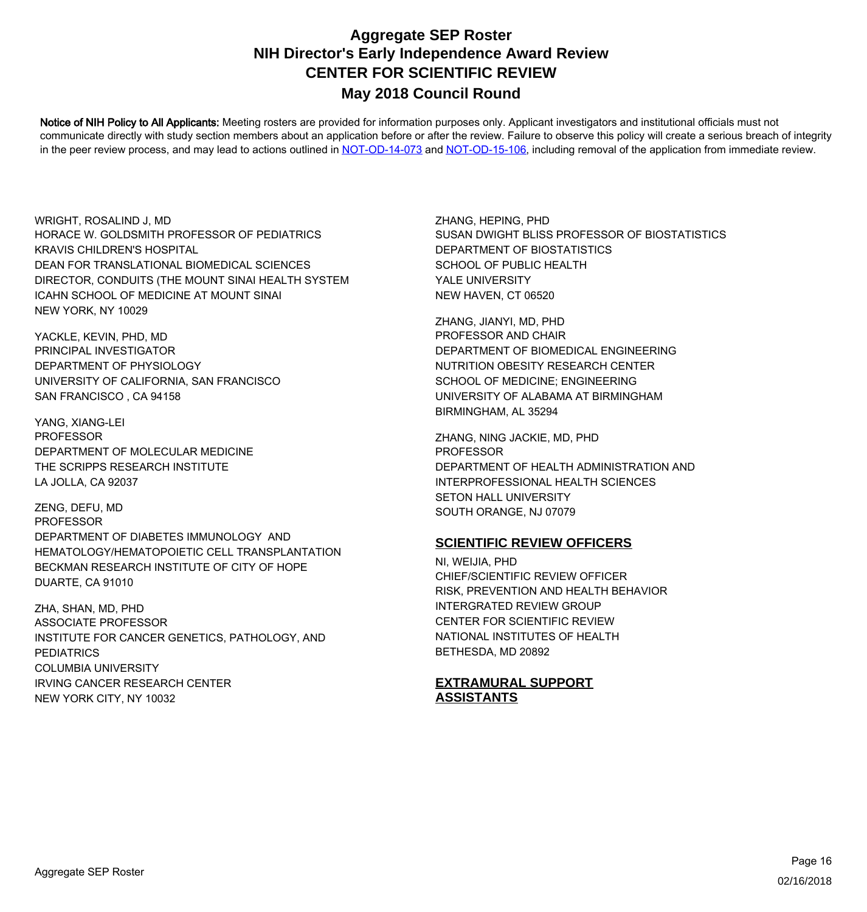# Aggregate SEP Roster
## NIH Director's Early Independence Award Review
## CENTER FOR SCIENTIFIC REVIEW
## May 2018 Council Round

Notice of NIH Policy to All Applicants: Meeting rosters are provided for information purposes only. Applicant investigators and institutional officials must not communicate directly with study section members about an application before or after the review. Failure to observe this policy will create a serious breach of integrity in the peer review process, and may lead to actions outlined in NOT-OD-14-073 and NOT-OD-15-106, including removal of the application from immediate review.

WRIGHT, ROSALIND J, MD
HORACE W. GOLDSMITH PROFESSOR OF PEDIATRICS
KRAVIS CHILDREN'S HOSPITAL
DEAN FOR TRANSLATIONAL BIOMEDICAL SCIENCES
DIRECTOR, CONDUITS (THE MOUNT SINAI HEALTH SYSTEM
ICAHN SCHOOL OF MEDICINE AT MOUNT SINAI
NEW YORK, NY 10029

YACKLE, KEVIN, PHD, MD
PRINCIPAL INVESTIGATOR
DEPARTMENT OF PHYSIOLOGY
UNIVERSITY OF CALIFORNIA, SAN FRANCISCO
SAN FRANCISCO , CA 94158

YANG, XIANG-LEI
PROFESSOR
DEPARTMENT OF MOLECULAR MEDICINE
THE SCRIPPS RESEARCH INSTITUTE
LA JOLLA, CA 92037

ZENG, DEFU, MD
PROFESSOR
DEPARTMENT OF DIABETES IMMUNOLOGY AND
HEMATOLOGY/HEMATOPOIETIC CELL TRANSPLANTATION
BECKMAN RESEARCH INSTITUTE OF CITY OF HOPE
DUARTE, CA 91010

ZHA, SHAN, MD, PHD
ASSOCIATE PROFESSOR
INSTITUTE FOR CANCER GENETICS, PATHOLOGY, AND
PEDIATRICS
COLUMBIA UNIVERSITY
IRVING CANCER RESEARCH CENTER
NEW YORK CITY, NY 10032

ZHANG, HEPING, PHD
SUSAN DWIGHT BLISS PROFESSOR OF BIOSTATISTICS
DEPARTMENT OF BIOSTATISTICS
SCHOOL OF PUBLIC HEALTH
YALE UNIVERSITY
NEW HAVEN, CT 06520

ZHANG, JIANYI, MD, PHD
PROFESSOR AND CHAIR
DEPARTMENT OF BIOMEDICAL ENGINEERING
NUTRITION OBESITY RESEARCH CENTER
SCHOOL OF MEDICINE; ENGINEERING
UNIVERSITY OF ALABAMA AT BIRMINGHAM
BIRMINGHAM, AL 35294

ZHANG, NING JACKIE, MD, PHD
PROFESSOR
DEPARTMENT OF HEALTH ADMINISTRATION AND
INTERPROFESSIONAL HEALTH SCIENCES
SETON HALL UNIVERSITY
SOUTH ORANGE, NJ 07079

### SCIENTIFIC REVIEW OFFICERS

NI, WEIJIA, PHD
CHIEF/SCIENTIFIC REVIEW OFFICER
RISK, PREVENTION AND HEALTH BEHAVIOR
INTERGRATED REVIEW GROUP
CENTER FOR SCIENTIFIC REVIEW
NATIONAL INSTITUTES OF HEALTH
BETHESDA, MD 20892

### EXTRAMURAL SUPPORT ASSISTANTS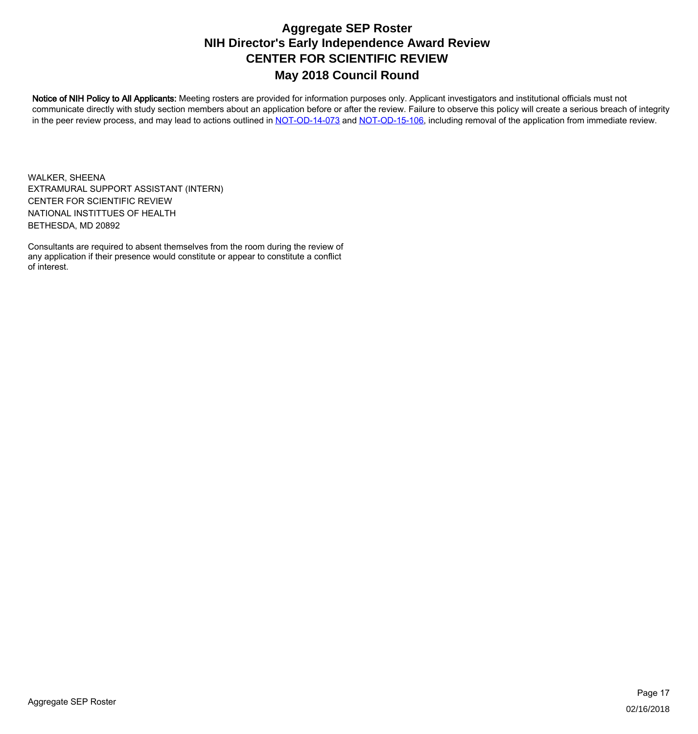# Aggregate SEP Roster
# NIH Director's Early Independence Award Review
# CENTER FOR SCIENTIFIC REVIEW
# May 2018 Council Round

**Notice of NIH Policy to All Applicants:** Meeting rosters are provided for information purposes only. Applicant investigators and institutional officials must not communicate directly with study section members about an application before or after the review. Failure to observe this policy will create a serious breach of integrity in the peer review process, and may lead to actions outlined in NOT-OD-14-073 and NOT-OD-15-106, including removal of the application from immediate review.

WALKER, SHEENA
EXTRAMURAL SUPPORT ASSISTANT (INTERN)
CENTER FOR SCIENTIFIC REVIEW
NATIONAL INSTITTUES OF HEALTH
BETHESDA, MD 20892

Consultants are required to absent themselves from the room during the review of any application if their presence would constitute or appear to constitute a conflict of interest.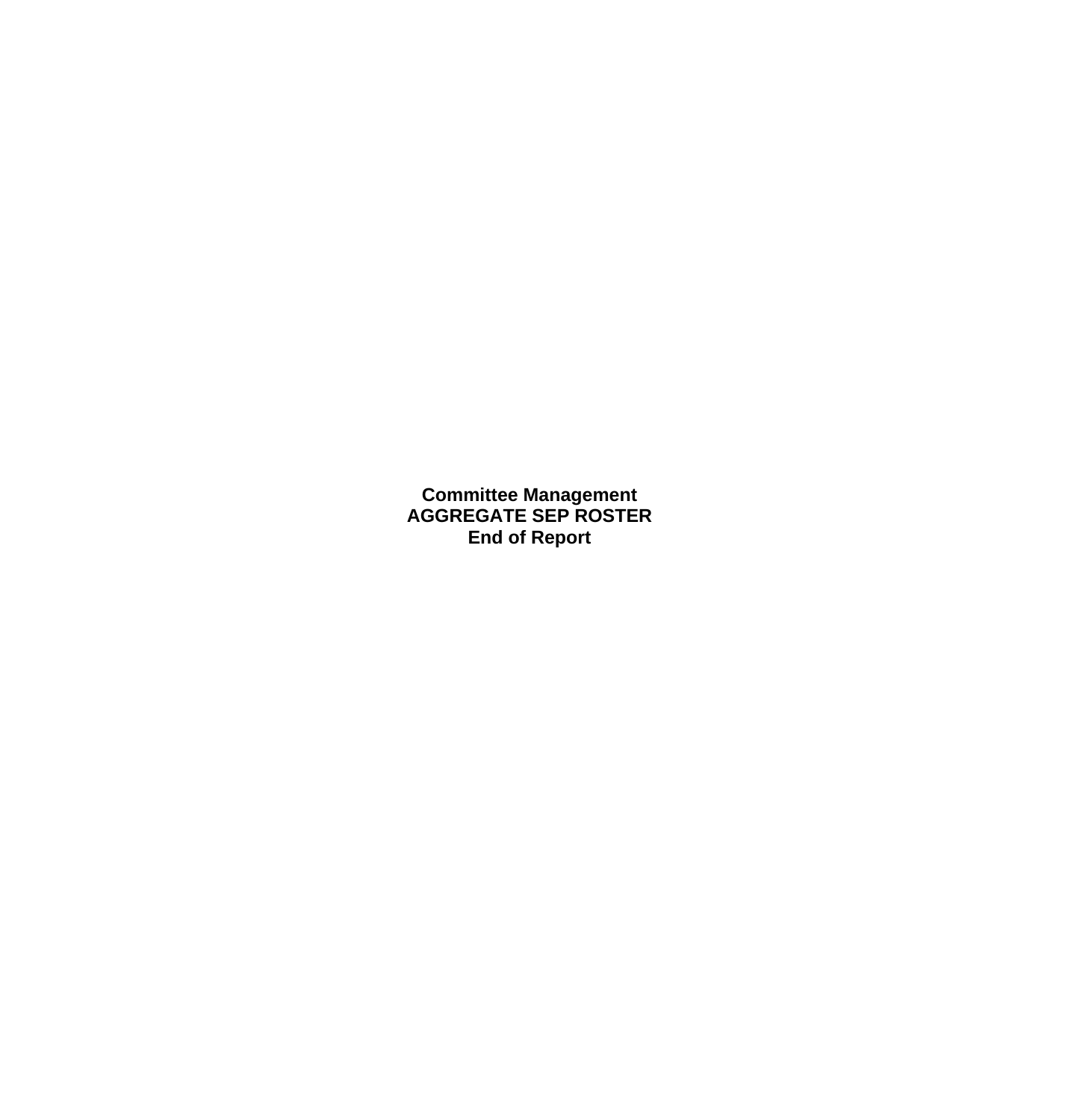**Committee Management**
**AGGREGATE SEP ROSTER**
**End of Report**